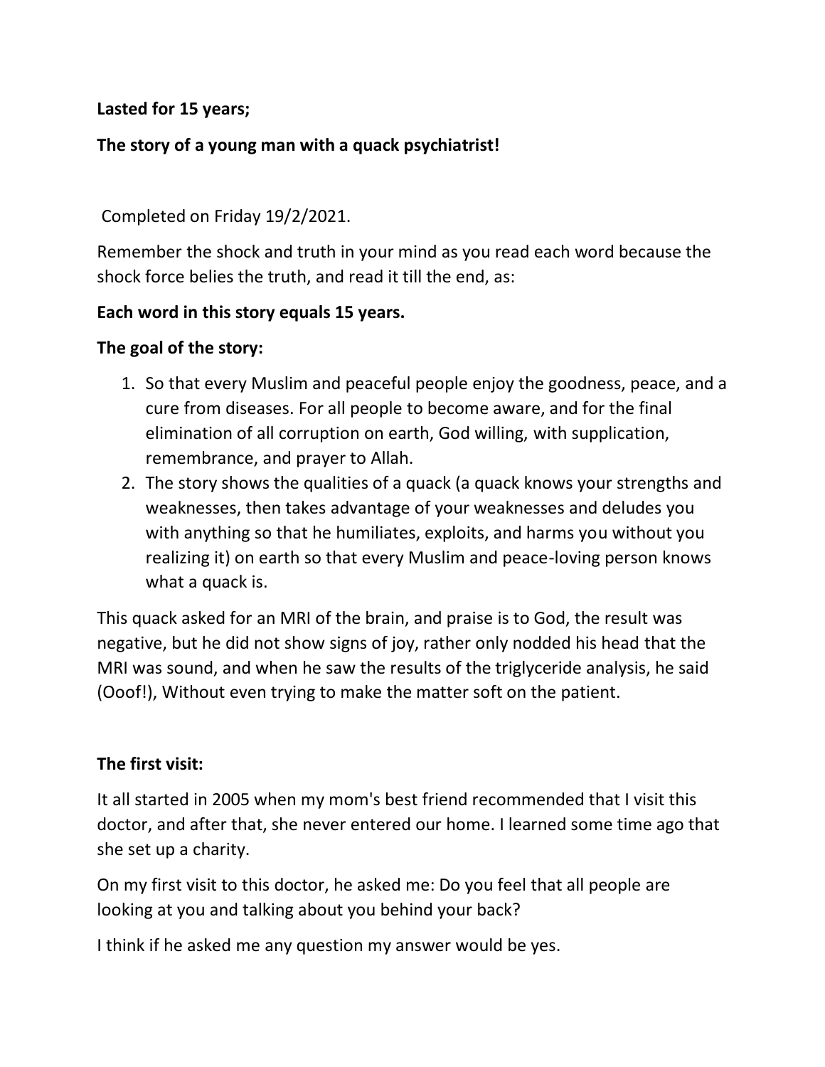**Lasted for 15 years;**

**The story of a young man with a quack psychiatrist!**

Completed on Friday 19/2/2021.

Remember the shock and truth in your mind as you read each word because the shock force belies the truth, and read it till the end, as:

**Each word in this story equals 15 years.**

**The goal of the story:**

1. So that every Muslim and peaceful people enjoy the goodness, peace, and a cure from diseases. For all people to become aware, and for the final elimination of all corruption on earth, God willing, with supplication, remembrance, and prayer to Allah.
2. The story shows the qualities of a quack (a quack knows your strengths and weaknesses, then takes advantage of your weaknesses and deludes you with anything so that he humiliates, exploits, and harms you without you realizing it) on earth so that every Muslim and peace-loving person knows what a quack is.

This quack asked for an MRI of the brain, and praise is to God, the result was negative, but he did not show signs of joy, rather only nodded his head that the MRI was sound, and when he saw the results of the triglyceride analysis, he said (Ooof!), Without even trying to make the matter soft on the patient.

**The first visit:**

It all started in 2005 when my mom's best friend recommended that I visit this doctor, and after that, she never entered our home. I learned some time ago that she set up a charity.

On my first visit to this doctor, he asked me: Do you feel that all people are looking at you and talking about you behind your back?

I think if he asked me any question my answer would be yes.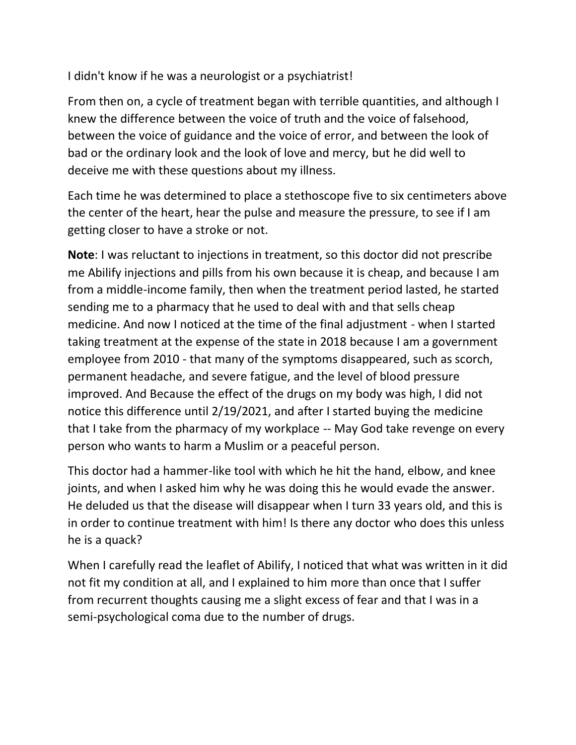I didn't know if he was a neurologist or a psychiatrist!

From then on, a cycle of treatment began with terrible quantities, and although I knew the difference between the voice of truth and the voice of falsehood, between the voice of guidance and the voice of error, and between the look of bad or the ordinary look and the look of love and mercy, but he did well to deceive me with these questions about my illness.

Each time he was determined to place a stethoscope five to six centimeters above the center of the heart, hear the pulse and measure the pressure, to see if I am getting closer to have a stroke or not.

**Note**: I was reluctant to injections in treatment, so this doctor did not prescribe me Abilify injections and pills from his own because it is cheap, and because I am from a middle-income family, then when the treatment period lasted, he started sending me to a pharmacy that he used to deal with and that sells cheap medicine. And now I noticed at the time of the final adjustment - when I started taking treatment at the expense of the state in 2018 because I am a government employee from 2010 - that many of the symptoms disappeared, such as scorch, permanent headache, and severe fatigue, and the level of blood pressure improved. And Because the effect of the drugs on my body was high, I did not notice this difference until 2/19/2021, and after I started buying the medicine that I take from the pharmacy of my workplace -- May God take revenge on every person who wants to harm a Muslim or a peaceful person.

This doctor had a hammer-like tool with which he hit the hand, elbow, and knee joints, and when I asked him why he was doing this he would evade the answer. He deluded us that the disease will disappear when I turn 33 years old, and this is in order to continue treatment with him! Is there any doctor who does this unless he is a quack?

When I carefully read the leaflet of Abilify, I noticed that what was written in it did not fit my condition at all, and I explained to him more than once that I suffer from recurrent thoughts causing me a slight excess of fear and that I was in a semi-psychological coma due to the number of drugs.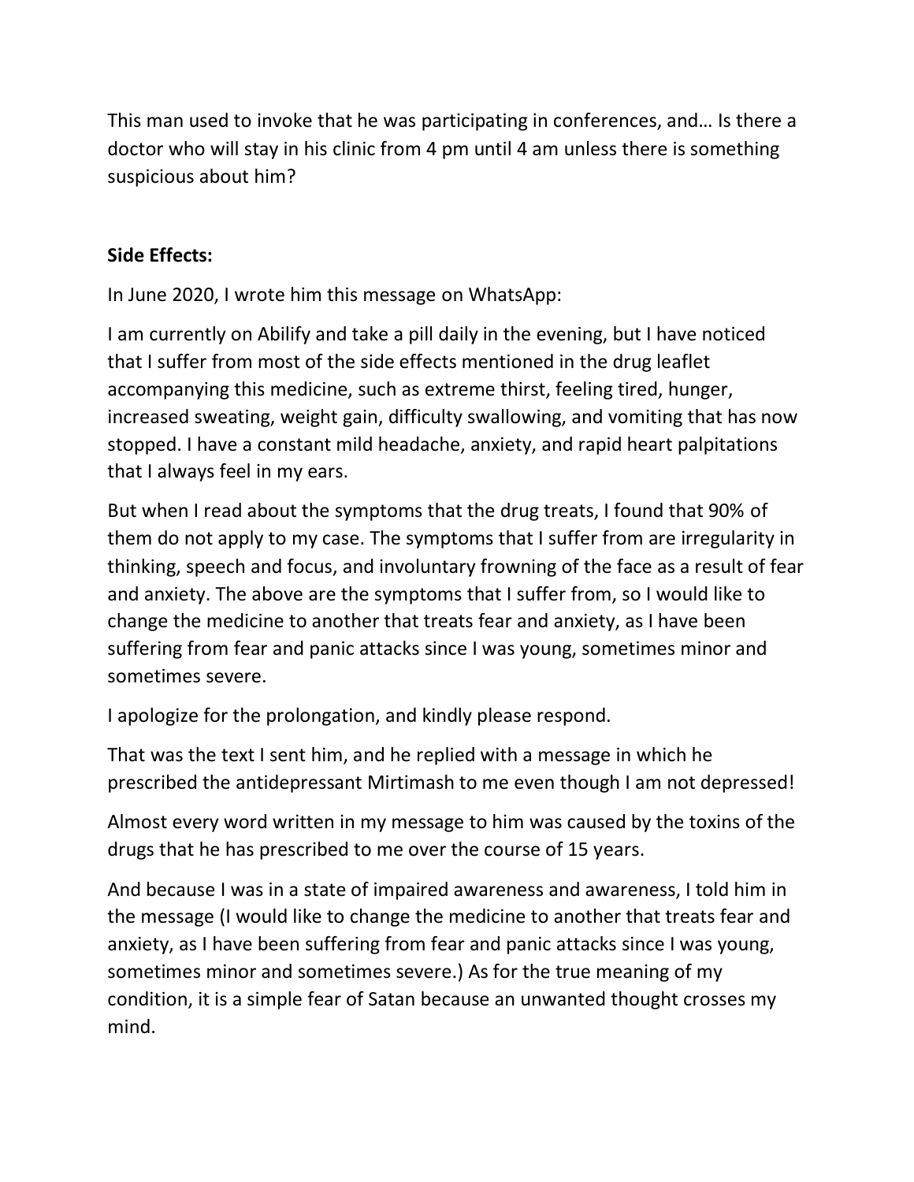This man used to invoke that he was participating in conferences, and… Is there a doctor who will stay in his clinic from 4 pm until 4 am unless there is something suspicious about him?

**Side Effects:**

In June 2020, I wrote him this message on WhatsApp:

I am currently on Abilify and take a pill daily in the evening, but I have noticed that I suffer from most of the side effects mentioned in the drug leaflet accompanying this medicine, such as extreme thirst, feeling tired, hunger, increased sweating, weight gain, difficulty swallowing, and vomiting that has now stopped. I have a constant mild headache, anxiety, and rapid heart palpitations that I always feel in my ears.

But when I read about the symptoms that the drug treats, I found that 90% of them do not apply to my case. The symptoms that I suffer from are irregularity in thinking, speech and focus, and involuntary frowning of the face as a result of fear and anxiety. The above are the symptoms that I suffer from, so I would like to change the medicine to another that treats fear and anxiety, as I have been suffering from fear and panic attacks since I was young, sometimes minor and sometimes severe.

I apologize for the prolongation, and kindly please respond.

That was the text I sent him, and he replied with a message in which he prescribed the antidepressant Mirtimash to me even though I am not depressed!

Almost every word written in my message to him was caused by the toxins of the drugs that he has prescribed to me over the course of 15 years.

And because I was in a state of impaired awareness and awareness, I told him in the message (I would like to change the medicine to another that treats fear and anxiety, as I have been suffering from fear and panic attacks since I was young, sometimes minor and sometimes severe.) As for the true meaning of my condition, it is a simple fear of Satan because an unwanted thought crosses my mind.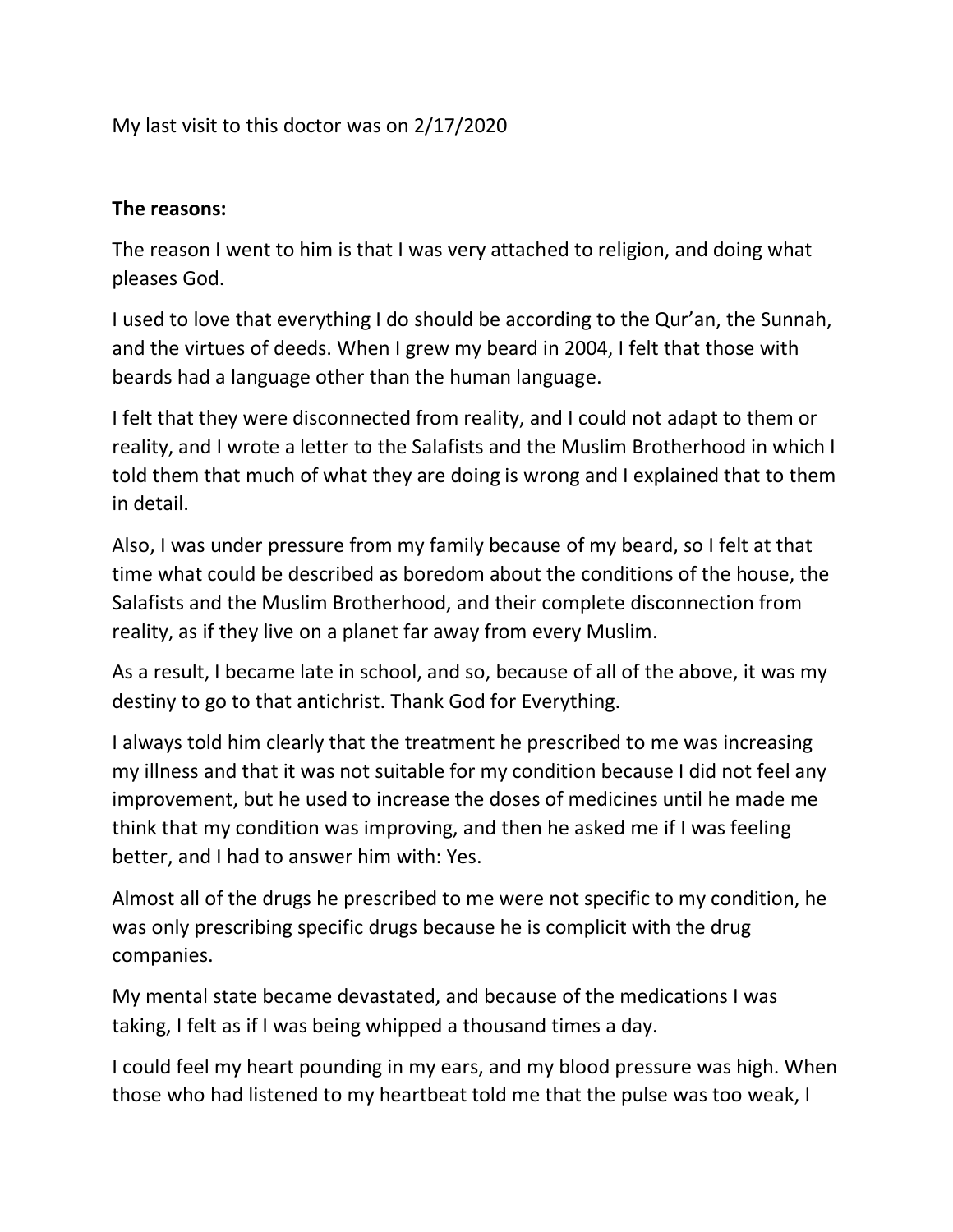My last visit to this doctor was on 2/17/2020

**The reasons:**

The reason I went to him is that I was very attached to religion, and doing what pleases God.

I used to love that everything I do should be according to the Qur'an, the Sunnah, and the virtues of deeds. When I grew my beard in 2004, I felt that those with beards had a language other than the human language.

I felt that they were disconnected from reality, and I could not adapt to them or reality, and I wrote a letter to the Salafists and the Muslim Brotherhood in which I told them that much of what they are doing is wrong and I explained that to them in detail.

Also, I was under pressure from my family because of my beard, so I felt at that time what could be described as boredom about the conditions of the house, the Salafists and the Muslim Brotherhood, and their complete disconnection from reality, as if they live on a planet far away from every Muslim.

As a result, I became late in school, and so, because of all of the above, it was my destiny to go to that antichrist. Thank God for Everything.

I always told him clearly that the treatment he prescribed to me was increasing my illness and that it was not suitable for my condition because I did not feel any improvement, but he used to increase the doses of medicines until he made me think that my condition was improving, and then he asked me if I was feeling better, and I had to answer him with: Yes.

Almost all of the drugs he prescribed to me were not specific to my condition, he was only prescribing specific drugs because he is complicit with the drug companies.

My mental state became devastated, and because of the medications I was taking, I felt as if I was being whipped a thousand times a day.

I could feel my heart pounding in my ears, and my blood pressure was high. When those who had listened to my heartbeat told me that the pulse was too weak, I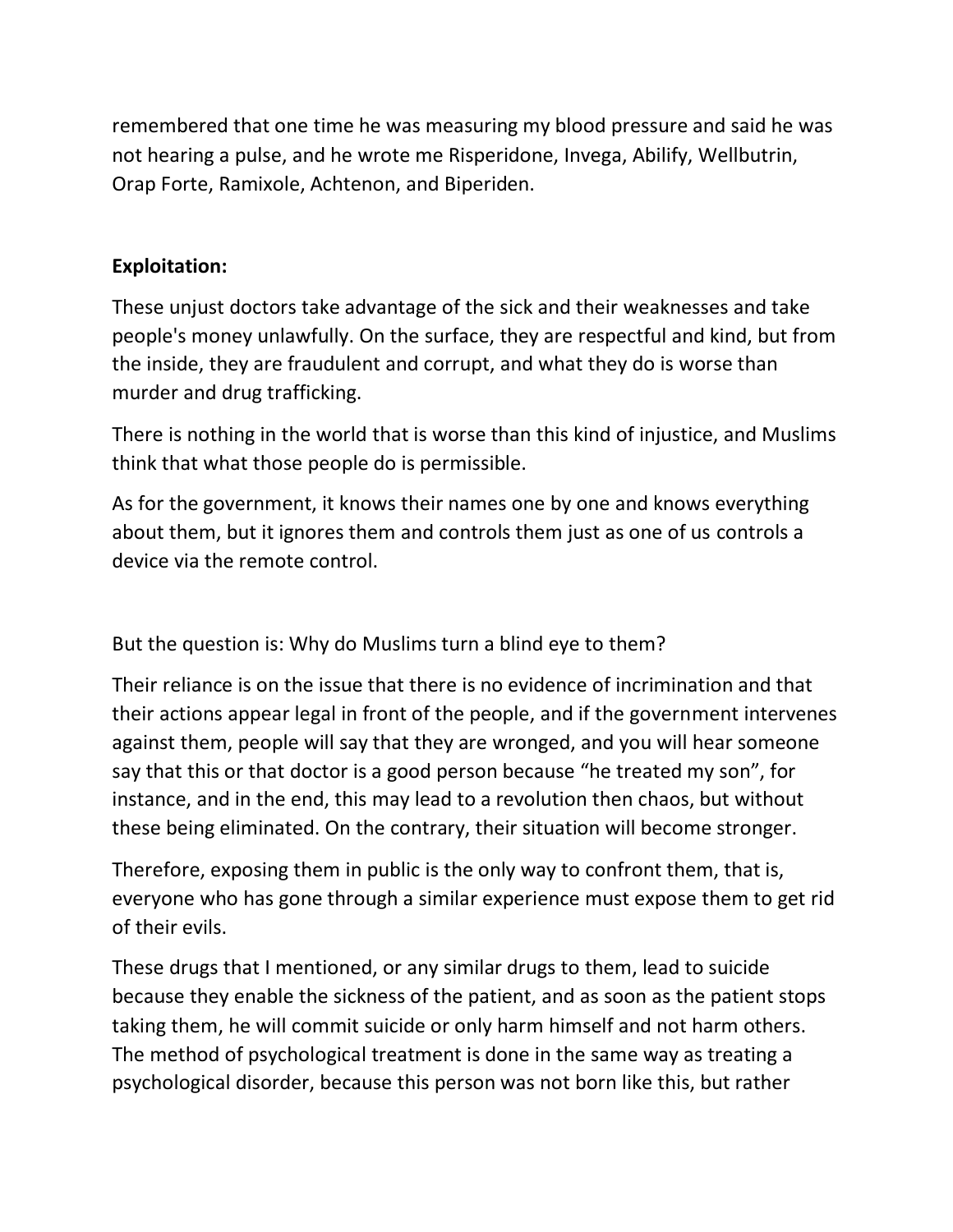remembered that one time he was measuring my blood pressure and said he was not hearing a pulse, and he wrote me Risperidone, Invega, Abilify, Wellbutrin, Orap Forte, Ramixole, Achtenon, and Biperiden.

**Exploitation:**

These unjust doctors take advantage of the sick and their weaknesses and take people's money unlawfully. On the surface, they are respectful and kind, but from the inside, they are fraudulent and corrupt, and what they do is worse than murder and drug trafficking.

There is nothing in the world that is worse than this kind of injustice, and Muslims think that what those people do is permissible.

As for the government, it knows their names one by one and knows everything about them, but it ignores them and controls them just as one of us controls a device via the remote control.

But the question is: Why do Muslims turn a blind eye to them?

Their reliance is on the issue that there is no evidence of incrimination and that their actions appear legal in front of the people, and if the government intervenes against them, people will say that they are wronged, and you will hear someone say that this or that doctor is a good person because "he treated my son", for instance, and in the end, this may lead to a revolution then chaos, but without these being eliminated. On the contrary, their situation will become stronger.

Therefore, exposing them in public is the only way to confront them, that is, everyone who has gone through a similar experience must expose them to get rid of their evils.

These drugs that I mentioned, or any similar drugs to them, lead to suicide because they enable the sickness of the patient, and as soon as the patient stops taking them, he will commit suicide or only harm himself and not harm others. The method of psychological treatment is done in the same way as treating a psychological disorder, because this person was not born like this, but rather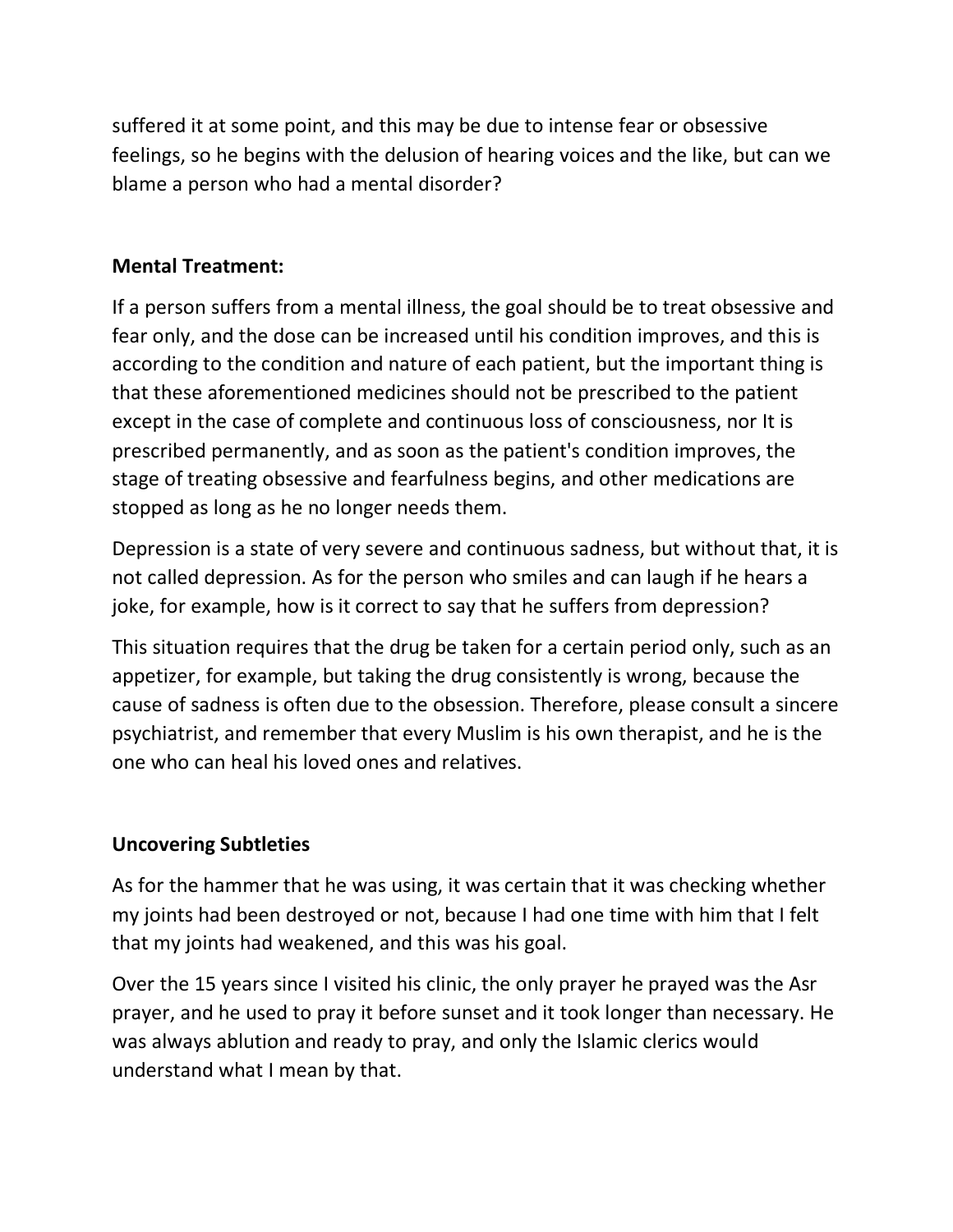suffered it at some point, and this may be due to intense fear or obsessive feelings, so he begins with the delusion of hearing voices and the like, but can we blame a person who had a mental disorder?

**Mental Treatment:**

If a person suffers from a mental illness, the goal should be to treat obsessive and fear only, and the dose can be increased until his condition improves, and this is according to the condition and nature of each patient, but the important thing is that these aforementioned medicines should not be prescribed to the patient except in the case of complete and continuous loss of consciousness, nor It is prescribed permanently, and as soon as the patient's condition improves, the stage of treating obsessive and fearfulness begins, and other medications are stopped as long as he no longer needs them.

Depression is a state of very severe and continuous sadness, but without that, it is not called depression. As for the person who smiles and can laugh if he hears a joke, for example, how is it correct to say that he suffers from depression?

This situation requires that the drug be taken for a certain period only, such as an appetizer, for example, but taking the drug consistently is wrong, because the cause of sadness is often due to the obsession. Therefore, please consult a sincere psychiatrist, and remember that every Muslim is his own therapist, and he is the one who can heal his loved ones and relatives.

**Uncovering Subtleties**

As for the hammer that he was using, it was certain that it was checking whether my joints had been destroyed or not, because I had one time with him that I felt that my joints had weakened, and this was his goal.

Over the 15 years since I visited his clinic, the only prayer he prayed was the Asr prayer, and he used to pray it before sunset and it took longer than necessary. He was always ablution and ready to pray, and only the Islamic clerics would understand what I mean by that.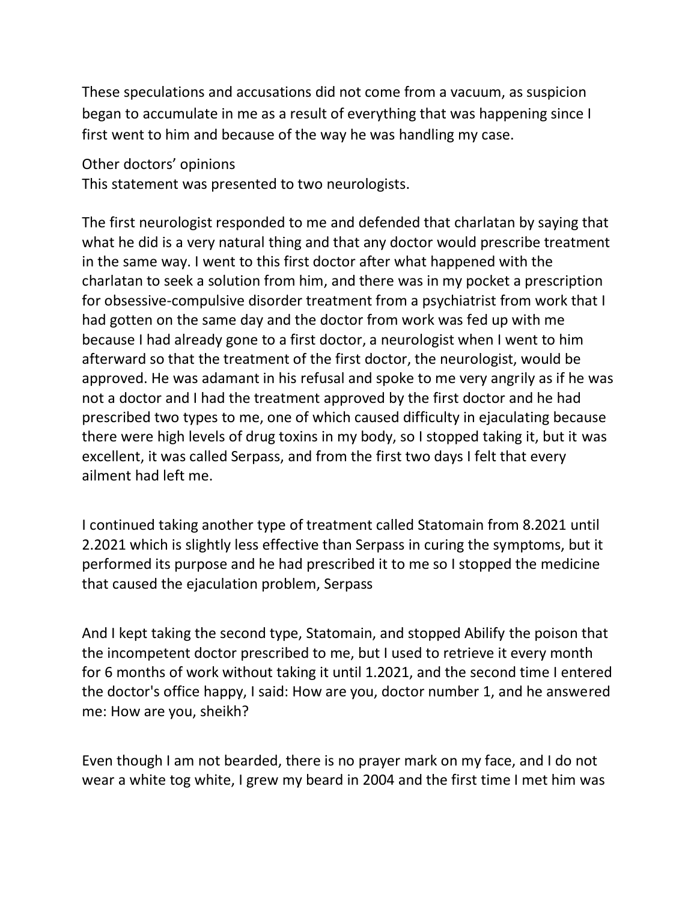These speculations and accusations did not come from a vacuum, as suspicion began to accumulate in me as a result of everything that was happening since I first went to him and because of the way he was handling my case.

Other doctors' opinions
This statement was presented to two neurologists.

The first neurologist responded to me and defended that charlatan by saying that what he did is a very natural thing and that any doctor would prescribe treatment in the same way. I went to this first doctor after what happened with the charlatan to seek a solution from him, and there was in my pocket a prescription for obsessive-compulsive disorder treatment from a psychiatrist from work that I had gotten on the same day and the doctor from work was fed up with me because I had already gone to a first doctor, a neurologist when I went to him afterward so that the treatment of the first doctor, the neurologist, would be approved. He was adamant in his refusal and spoke to me very angrily as if he was not a doctor and I had the treatment approved by the first doctor and he had prescribed two types to me, one of which caused difficulty in ejaculating because there were high levels of drug toxins in my body, so I stopped taking it, but it was excellent, it was called Serpass, and from the first two days I felt that every ailment had left me.

I continued taking another type of treatment called Statomain from 8.2021 until 2.2021 which is slightly less effective than Serpass in curing the symptoms, but it performed its purpose and he had prescribed it to me so I stopped the medicine that caused the ejaculation problem, Serpass

And I kept taking the second type, Statomain, and stopped Abilify the poison that the incompetent doctor prescribed to me, but I used to retrieve it every month for 6 months of work without taking it until 1.2021, and the second time I entered the doctor's office happy, I said: How are you, doctor number 1, and he answered me: How are you, sheikh?

Even though I am not bearded, there is no prayer mark on my face, and I do not wear a white tog white, I grew my beard in 2004 and the first time I met him was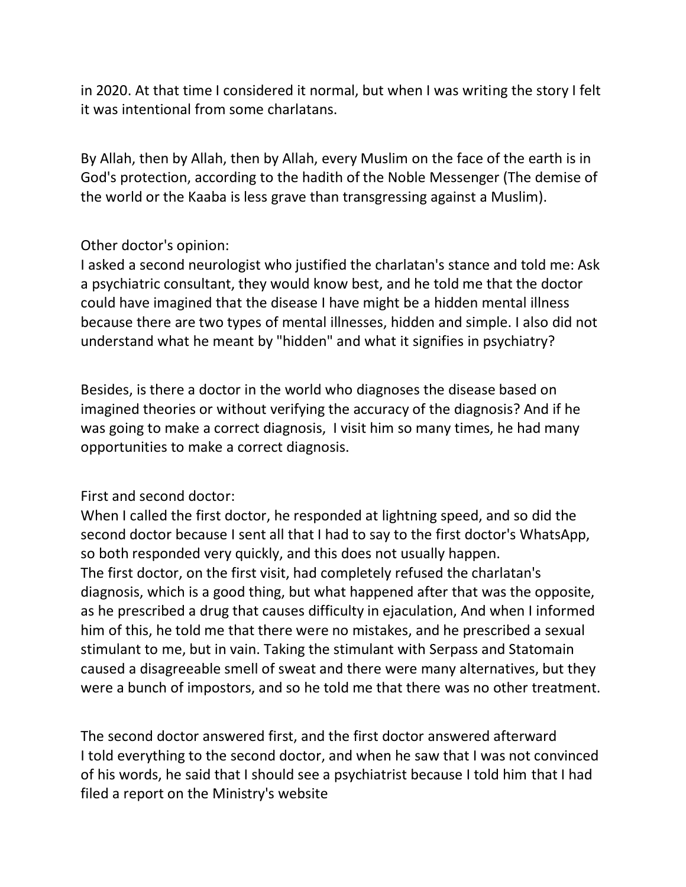in 2020. At that time I considered it normal, but when I was writing the story I felt it was intentional from some charlatans.

By Allah, then by Allah, then by Allah, every Muslim on the face of the earth is in God's protection, according to the hadith of the Noble Messenger (The demise of the world or the Kaaba is less grave than transgressing against a Muslim).

Other doctor's opinion:
I asked a second neurologist who justified the charlatan's stance and told me: Ask a psychiatric consultant, they would know best, and he told me that the doctor could have imagined that the disease I have might be a hidden mental illness because there are two types of mental illnesses, hidden and simple. I also did not understand what he meant by "hidden" and what it signifies in psychiatry?

Besides, is there a doctor in the world who diagnoses the disease based on imagined theories or without verifying the accuracy of the diagnosis? And if he was going to make a correct diagnosis, I visit him so many times, he had many opportunities to make a correct diagnosis.

First and second doctor:
When I called the first doctor, he responded at lightning speed, and so did the second doctor because I sent all that I had to say to the first doctor's WhatsApp, so both responded very quickly, and this does not usually happen.
The first doctor, on the first visit, had completely refused the charlatan's diagnosis, which is a good thing, but what happened after that was the opposite, as he prescribed a drug that causes difficulty in ejaculation, And when I informed him of this, he told me that there were no mistakes, and he prescribed a sexual stimulant to me, but in vain. Taking the stimulant with Serpass and Statomain caused a disagreeable smell of sweat and there were many alternatives, but they were a bunch of impostors, and so he told me that there was no other treatment.

The second doctor answered first, and the first doctor answered afterward
I told everything to the second doctor, and when he saw that I was not convinced of his words, he said that I should see a psychiatrist because I told him that I had filed a report on the Ministry's website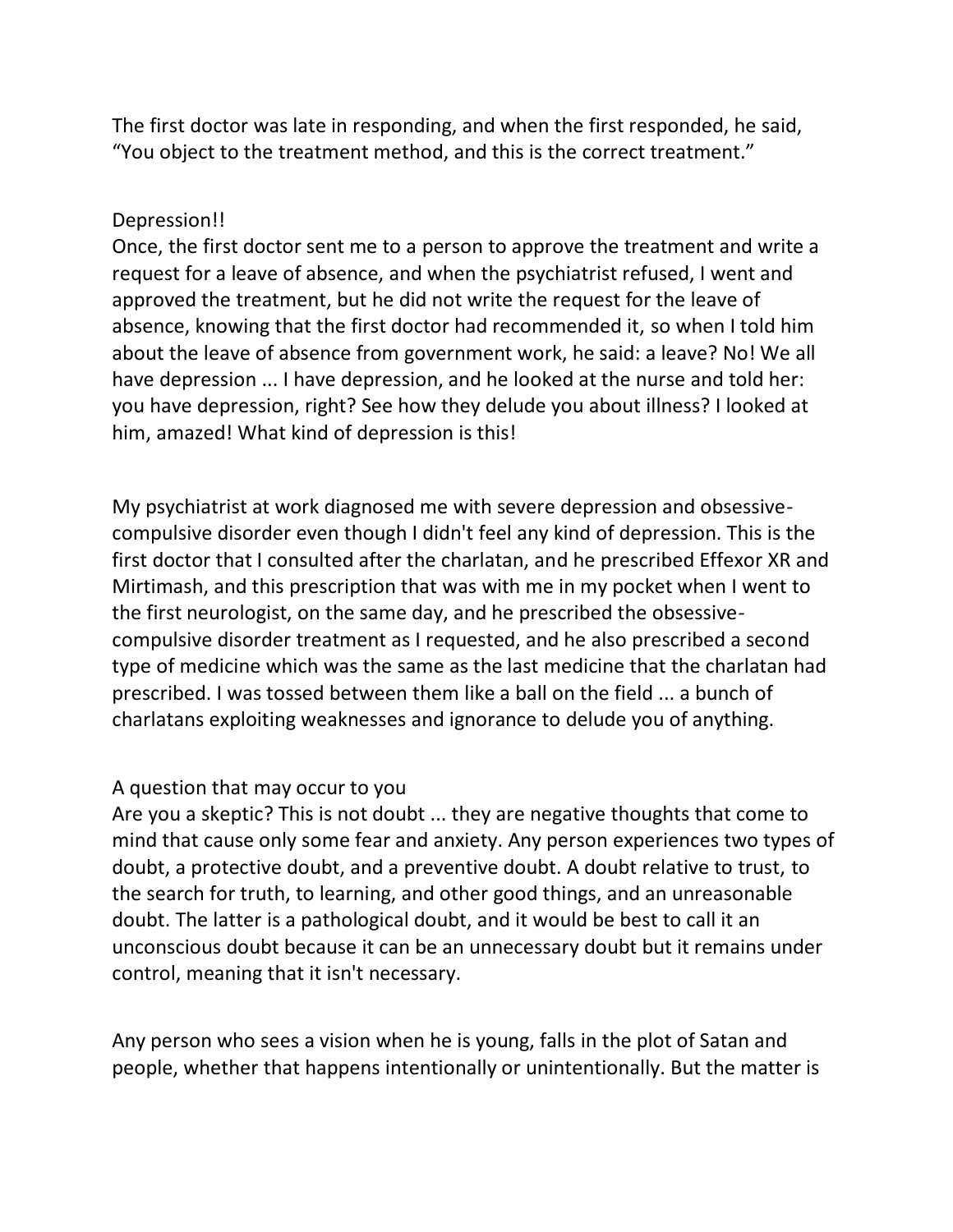The first doctor was late in responding, and when the first responded, he said, “You object to the treatment method, and this is the correct treatment.”

Depression!!

Once, the first doctor sent me to a person to approve the treatment and write a request for a leave of absence, and when the psychiatrist refused, I went and approved the treatment, but he did not write the request for the leave of absence, knowing that the first doctor had recommended it, so when I told him about the leave of absence from government work, he said: a leave? No! We all have depression ... I have depression, and he looked at the nurse and told her: you have depression, right? See how they delude you about illness? I looked at him, amazed! What kind of depression is this!

My psychiatrist at work diagnosed me with severe depression and obsessive-compulsive disorder even though I didn't feel any kind of depression. This is the first doctor that I consulted after the charlatan, and he prescribed Effexor XR and Mirtimash, and this prescription that was with me in my pocket when I went to the first neurologist, on the same day, and he prescribed the obsessive-compulsive disorder treatment as I requested, and he also prescribed a second type of medicine which was the same as the last medicine that the charlatan had prescribed. I was tossed between them like a ball on the field ... a bunch of charlatans exploiting weaknesses and ignorance to delude you of anything.

A question that may occur to you

Are you a skeptic? This is not doubt ... they are negative thoughts that come to mind that cause only some fear and anxiety. Any person experiences two types of doubt, a protective doubt, and a preventive doubt. A doubt relative to trust, to the search for truth, to learning, and other good things, and an unreasonable doubt. The latter is a pathological doubt, and it would be best to call it an unconscious doubt because it can be an unnecessary doubt but it remains under control, meaning that it isn't necessary.

Any person who sees a vision when he is young, falls in the plot of Satan and people, whether that happens intentionally or unintentionally. But the matter is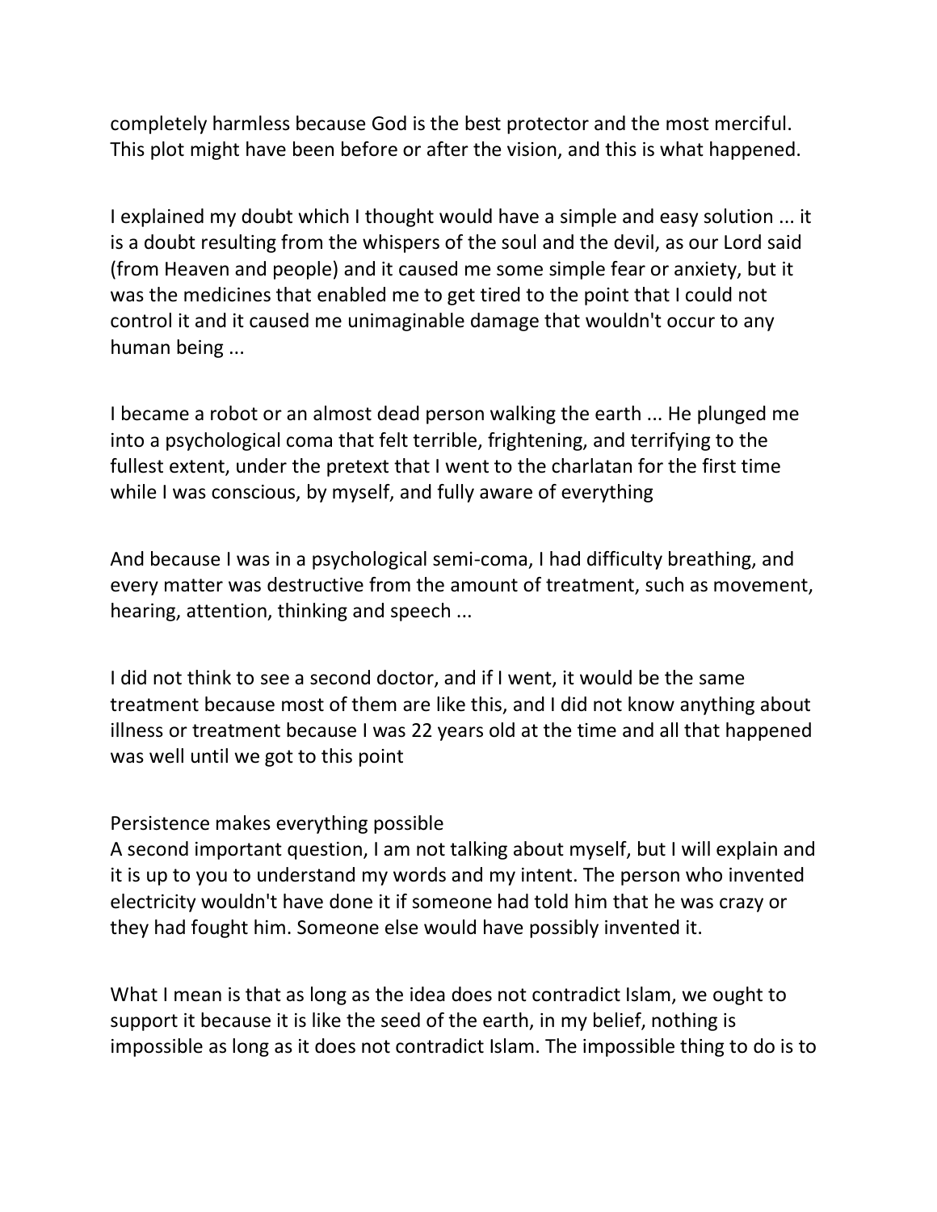completely harmless because God is the best protector and the most merciful. This plot might have been before or after the vision, and this is what happened.

I explained my doubt which I thought would have a simple and easy solution ... it is a doubt resulting from the whispers of the soul and the devil, as our Lord said (from Heaven and people) and it caused me some simple fear or anxiety, but it was the medicines that enabled me to get tired to the point that I could not control it and it caused me unimaginable damage that wouldn't occur to any human being ...

I became a robot or an almost dead person walking the earth ... He plunged me into a psychological coma that felt terrible, frightening, and terrifying to the fullest extent, under the pretext that I went to the charlatan for the first time while I was conscious, by myself, and fully aware of everything

And because I was in a psychological semi-coma, I had difficulty breathing, and every matter was destructive from the amount of treatment, such as movement, hearing, attention, thinking and speech ...

I did not think to see a second doctor, and if I went, it would be the same treatment because most of them are like this, and I did not know anything about illness or treatment because I was 22 years old at the time and all that happened was well until we got to this point

Persistence makes everything possible
A second important question, I am not talking about myself, but I will explain and it is up to you to understand my words and my intent. The person who invented electricity wouldn't have done it if someone had told him that he was crazy or they had fought him. Someone else would have possibly invented it.

What I mean is that as long as the idea does not contradict Islam, we ought to support it because it is like the seed of the earth, in my belief, nothing is impossible as long as it does not contradict Islam. The impossible thing to do is to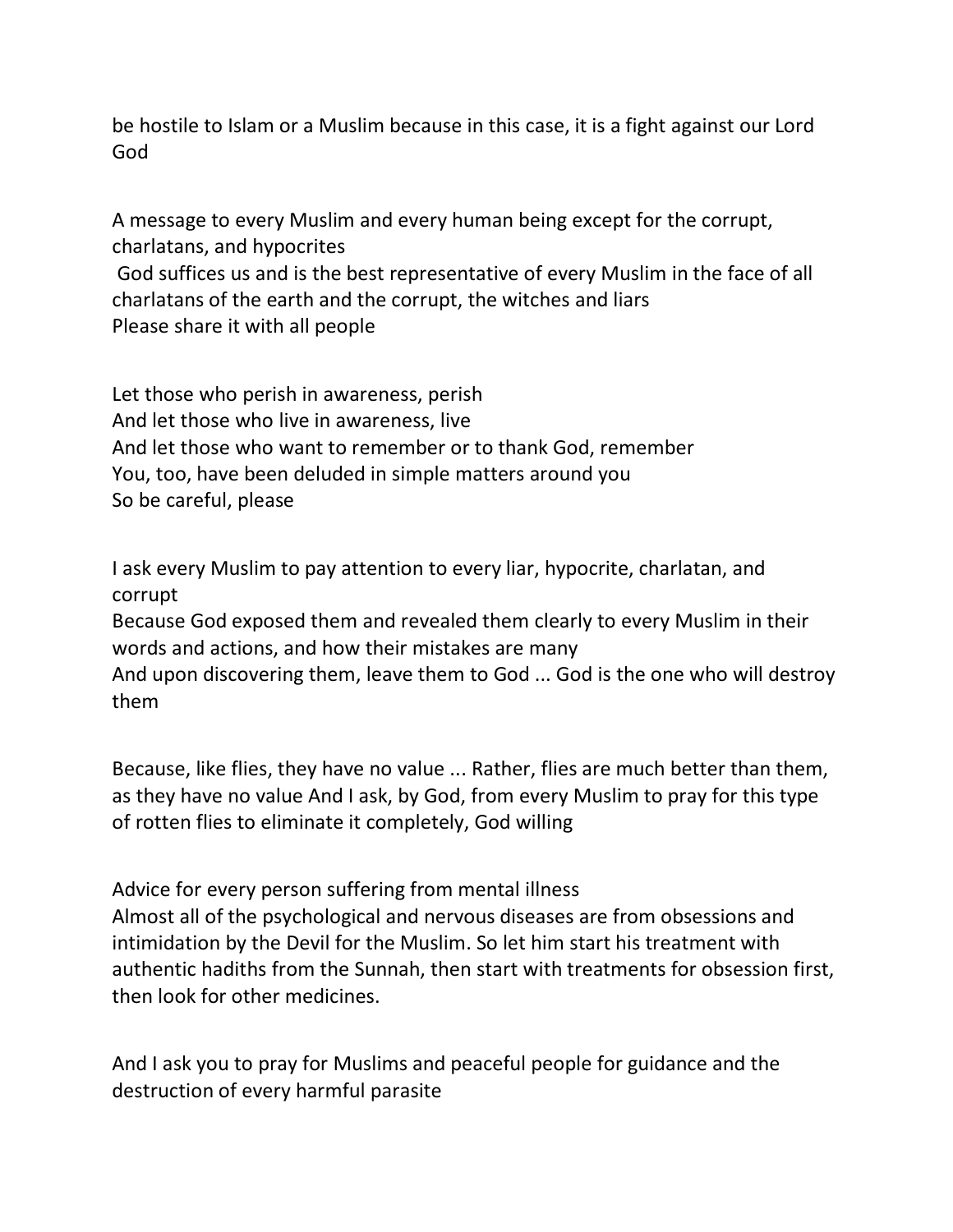be hostile to Islam or a Muslim because in this case, it is a fight against our Lord God

A message to every Muslim and every human being except for the corrupt, charlatans, and hypocrites
God suffices us and is the best representative of every Muslim in the face of all charlatans of the earth and the corrupt, the witches and liars
Please share it with all people

Let those who perish in awareness, perish
And let those who live in awareness, live
And let those who want to remember or to thank God, remember
You, too, have been deluded in simple matters around you
So be careful, please

I ask every Muslim to pay attention to every liar, hypocrite, charlatan, and corrupt
Because God exposed them and revealed them clearly to every Muslim in their words and actions, and how their mistakes are many
And upon discovering them, leave them to God ... God is the one who will destroy them

Because, like flies, they have no value ... Rather, flies are much better than them, as they have no value And I ask, by God, from every Muslim to pray for this type of rotten flies to eliminate it completely, God willing

Advice for every person suffering from mental illness
Almost all of the psychological and nervous diseases are from obsessions and intimidation by the Devil for the Muslim. So let him start his treatment with authentic hadiths from the Sunnah, then start with treatments for obsession first, then look for other medicines.

And I ask you to pray for Muslims and peaceful people for guidance and the destruction of every harmful parasite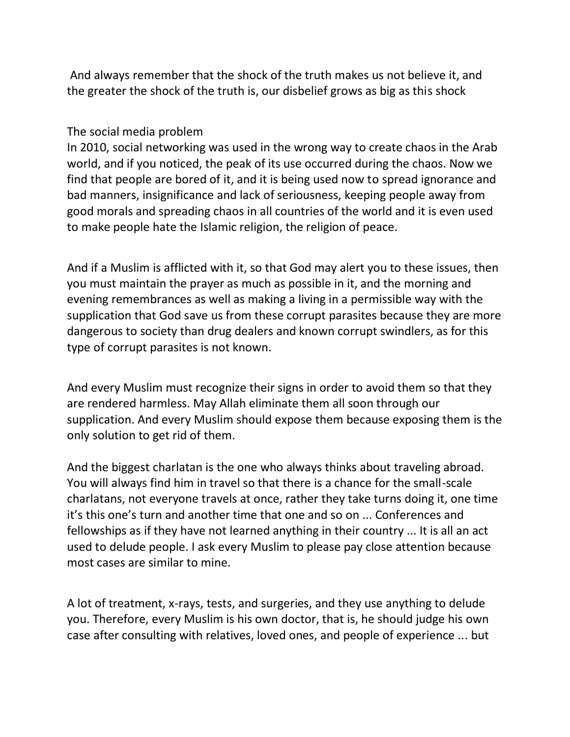And always remember that the shock of the truth makes us not believe it, and the greater the shock of the truth is, our disbelief grows as big as this shock

## The social media problem

In 2010, social networking was used in the wrong way to create chaos in the Arab world, and if you noticed, the peak of its use occurred during the chaos. Now we find that people are bored of it, and it is being used now to spread ignorance and bad manners, insignificance and lack of seriousness, keeping people away from good morals and spreading chaos in all countries of the world and it is even used to make people hate the Islamic religion, the religion of peace.

And if a Muslim is afflicted with it, so that God may alert you to these issues, then you must maintain the prayer as much as possible in it, and the morning and evening remembrances as well as making a living in a permissible way with the supplication that God save us from these corrupt parasites because they are more dangerous to society than drug dealers and known corrupt swindlers, as for this type of corrupt parasites is not known.

And every Muslim must recognize their signs in order to avoid them so that they are rendered harmless. May Allah eliminate them all soon through our supplication. And every Muslim should expose them because exposing them is the only solution to get rid of them.

And the biggest charlatan is the one who always thinks about traveling abroad. You will always find him in travel so that there is a chance for the small-scale charlatans, not everyone travels at once, rather they take turns doing it, one time it's this one's turn and another time that one and so on ... Conferences and fellowships as if they have not learned anything in their country ... It is all an act used to delude people. I ask every Muslim to please pay close attention because most cases are similar to mine.

A lot of treatment, x-rays, tests, and surgeries, and they use anything to delude you. Therefore, every Muslim is his own doctor, that is, he should judge his own case after consulting with relatives, loved ones, and people of experience ... but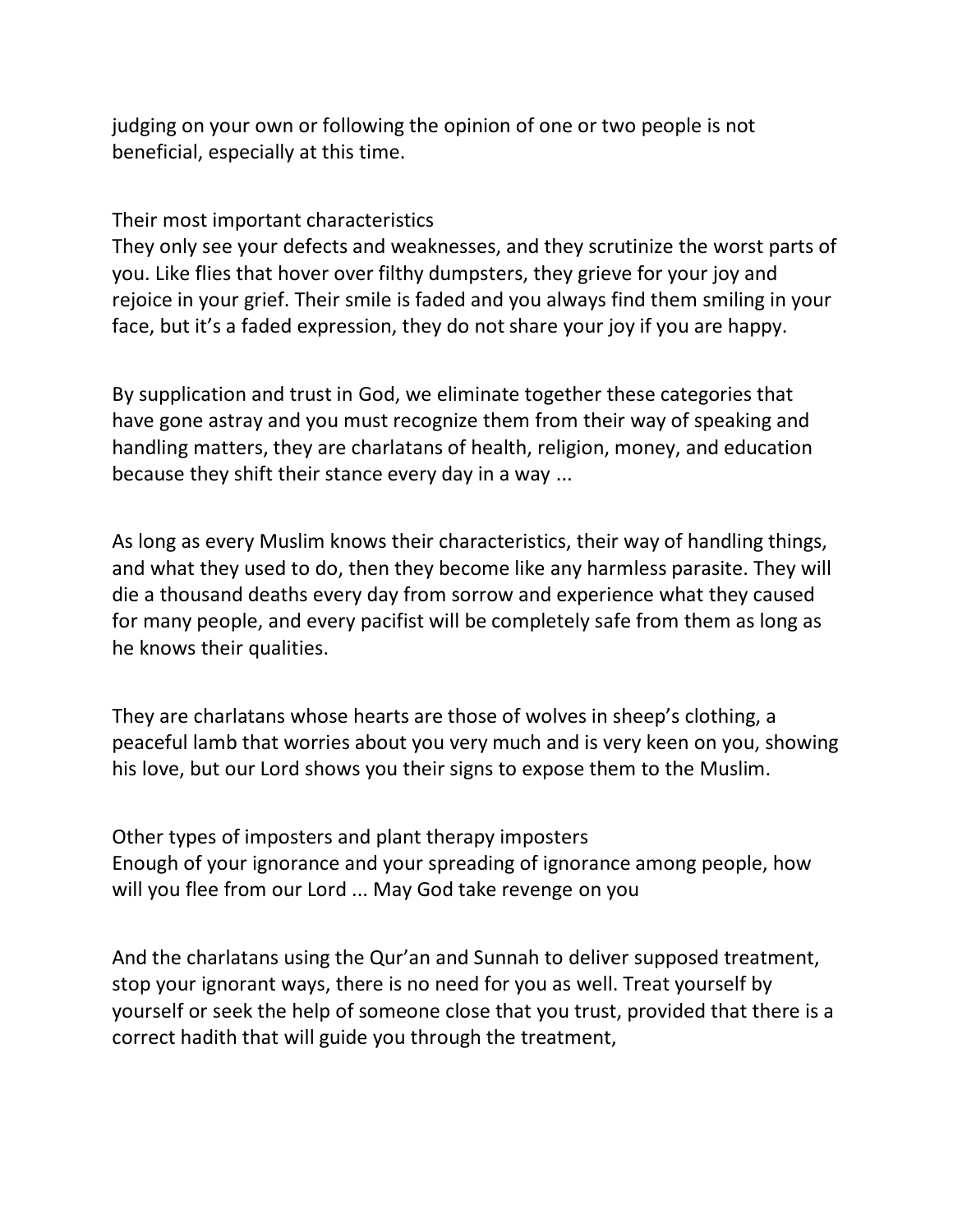judging on your own or following the opinion of one or two people is not beneficial, especially at this time.

### Their most important characteristics

They only see your defects and weaknesses, and they scrutinize the worst parts of you. Like flies that hover over filthy dumpsters, they grieve for your joy and rejoice in your grief. Their smile is faded and you always find them smiling in your face, but it's a faded expression, they do not share your joy if you are happy.

By supplication and trust in God, we eliminate together these categories that have gone astray and you must recognize them from their way of speaking and handling matters, they are charlatans of health, religion, money, and education because they shift their stance every day in a way ...

As long as every Muslim knows their characteristics, their way of handling things, and what they used to do, then they become like any harmless parasite. They will die a thousand deaths every day from sorrow and experience what they caused for many people, and every pacifist will be completely safe from them as long as he knows their qualities.

They are charlatans whose hearts are those of wolves in sheep's clothing, a peaceful lamb that worries about you very much and is very keen on you, showing his love, but our Lord shows you their signs to expose them to the Muslim.

### Other types of imposters and plant therapy imposters

Enough of your ignorance and your spreading of ignorance among people, how will you flee from our Lord ... May God take revenge on you

And the charlatans using the Qur'an and Sunnah to deliver supposed treatment, stop your ignorant ways, there is no need for you as well. Treat yourself by yourself or seek the help of someone close that you trust, provided that there is a correct hadith that will guide you through the treatment,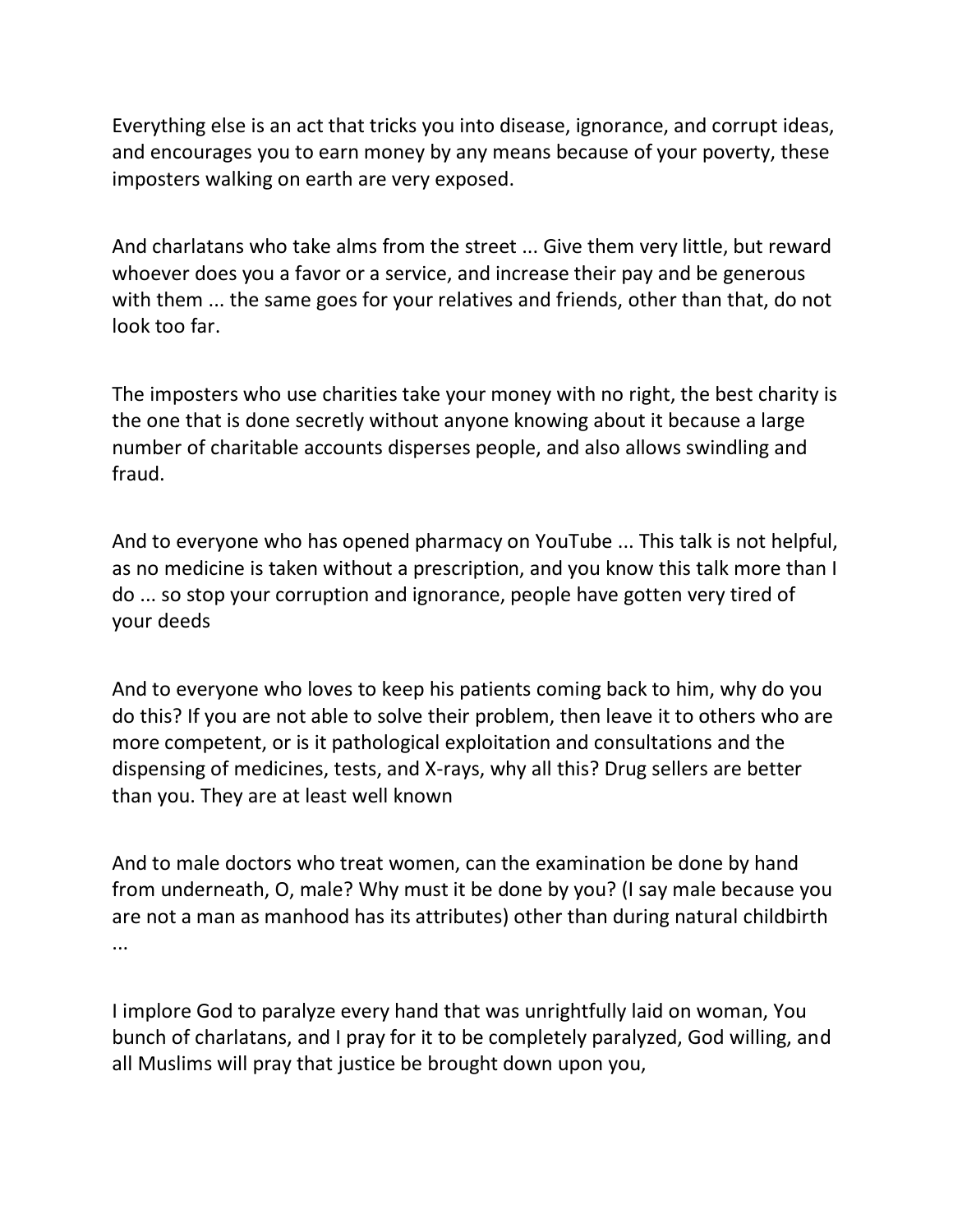Everything else is an act that tricks you into disease, ignorance, and corrupt ideas, and encourages you to earn money by any means because of your poverty, these imposters walking on earth are very exposed.

And charlatans who take alms from the street ... Give them very little, but reward whoever does you a favor or a service, and increase their pay and be generous with them ... the same goes for your relatives and friends, other than that, do not look too far.

The imposters who use charities take your money with no right, the best charity is the one that is done secretly without anyone knowing about it because a large number of charitable accounts disperses people, and also allows swindling and fraud.

And to everyone who has opened pharmacy on YouTube ... This talk is not helpful, as no medicine is taken without a prescription, and you know this talk more than I do ... so stop your corruption and ignorance, people have gotten very tired of your deeds

And to everyone who loves to keep his patients coming back to him, why do you do this? If you are not able to solve their problem, then leave it to others who are more competent, or is it pathological exploitation and consultations and the dispensing of medicines, tests, and X-rays, why all this? Drug sellers are better than you. They are at least well known

And to male doctors who treat women, can the examination be done by hand from underneath, O, male? Why must it be done by you? (I say male because you are not a man as manhood has its attributes) other than during natural childbirth ...

I implore God to paralyze every hand that was unrightfully laid on woman, You bunch of charlatans, and I pray for it to be completely paralyzed, God willing, and all Muslims will pray that justice be brought down upon you,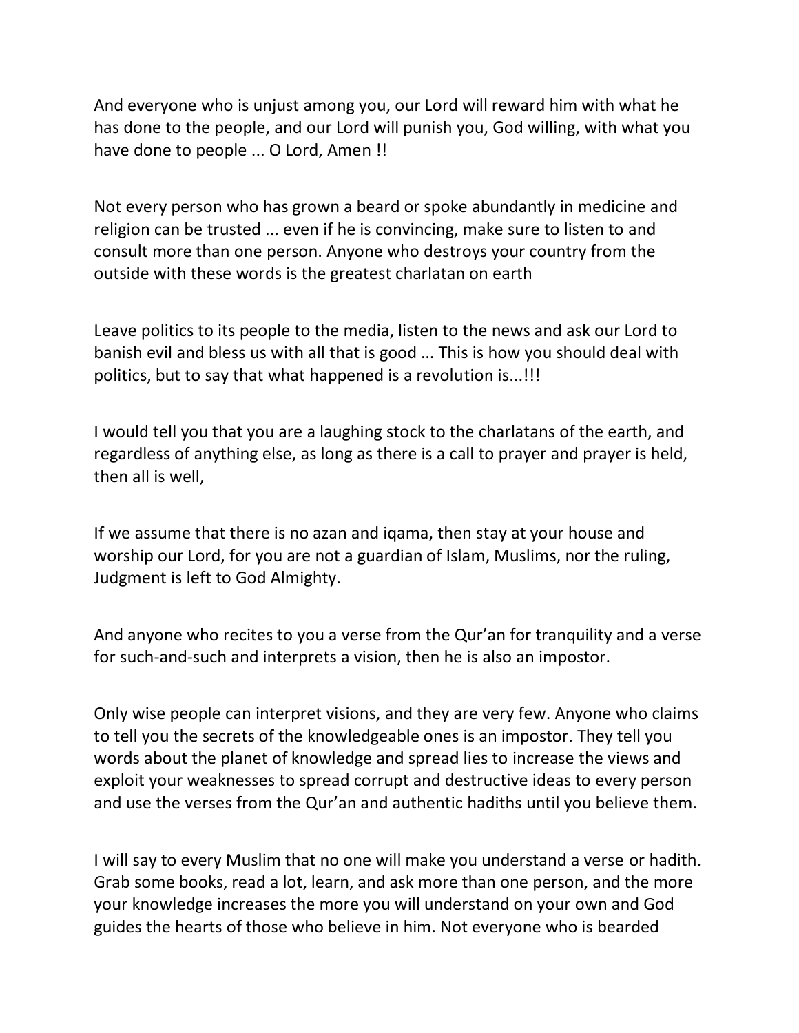And everyone who is unjust among you, our Lord will reward him with what he has done to the people, and our Lord will punish you, God willing, with what you have done to people ... O Lord, Amen !!

Not every person who has grown a beard or spoke abundantly in medicine and religion can be trusted ... even if he is convincing, make sure to listen to and consult more than one person. Anyone who destroys your country from the outside with these words is the greatest charlatan on earth

Leave politics to its people to the media, listen to the news and ask our Lord to banish evil and bless us with all that is good ... This is how you should deal with politics, but to say that what happened is a revolution is...!!!

I would tell you that you are a laughing stock to the charlatans of the earth, and regardless of anything else, as long as there is a call to prayer and prayer is held, then all is well,

If we assume that there is no azan and iqama, then stay at your house and worship our Lord, for you are not a guardian of Islam, Muslims, nor the ruling, Judgment is left to God Almighty.

And anyone who recites to you a verse from the Qur'an for tranquility and a verse for such-and-such and interprets a vision, then he is also an impostor.

Only wise people can interpret visions, and they are very few. Anyone who claims to tell you the secrets of the knowledgeable ones is an impostor. They tell you words about the planet of knowledge and spread lies to increase the views and exploit your weaknesses to spread corrupt and destructive ideas to every person and use the verses from the Qur'an and authentic hadiths until you believe them.

I will say to every Muslim that no one will make you understand a verse or hadith. Grab some books, read a lot, learn, and ask more than one person, and the more your knowledge increases the more you will understand on your own and God guides the hearts of those who believe in him. Not everyone who is bearded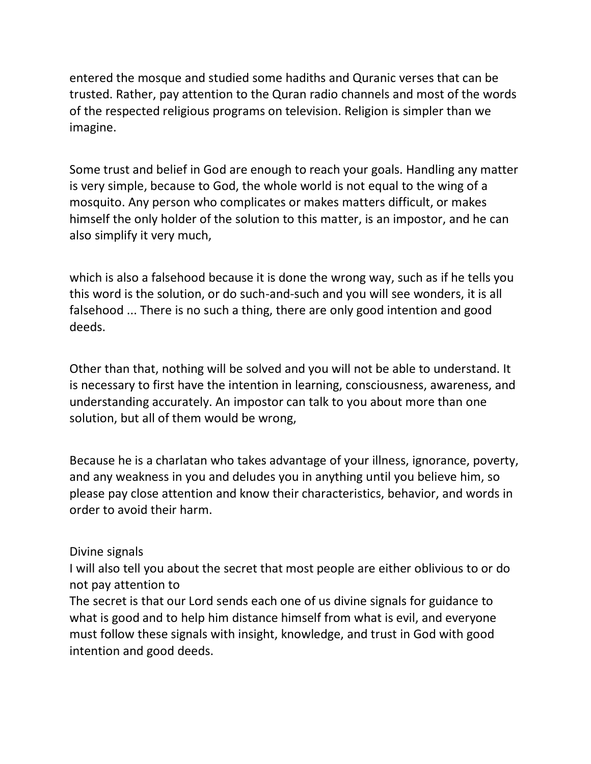entered the mosque and studied some hadiths and Quranic verses that can be trusted. Rather, pay attention to the Quran radio channels and most of the words of the respected religious programs on television. Religion is simpler than we imagine.

Some trust and belief in God are enough to reach your goals. Handling any matter is very simple, because to God, the whole world is not equal to the wing of a mosquito. Any person who complicates or makes matters difficult, or makes himself the only holder of the solution to this matter, is an impostor, and he can also simplify it very much,

which is also a falsehood because it is done the wrong way, such as if he tells you this word is the solution, or do such-and-such and you will see wonders, it is all falsehood ... There is no such a thing, there are only good intention and good deeds.

Other than that, nothing will be solved and you will not be able to understand. It is necessary to first have the intention in learning, consciousness, awareness, and understanding accurately. An impostor can talk to you about more than one solution, but all of them would be wrong,

Because he is a charlatan who takes advantage of your illness, ignorance, poverty, and any weakness in you and deludes you in anything until you believe him, so please pay close attention and know their characteristics, behavior, and words in order to avoid their harm.

Divine signals

I will also tell you about the secret that most people are either oblivious to or do not pay attention to

The secret is that our Lord sends each one of us divine signals for guidance to what is good and to help him distance himself from what is evil, and everyone must follow these signals with insight, knowledge, and trust in God with good intention and good deeds.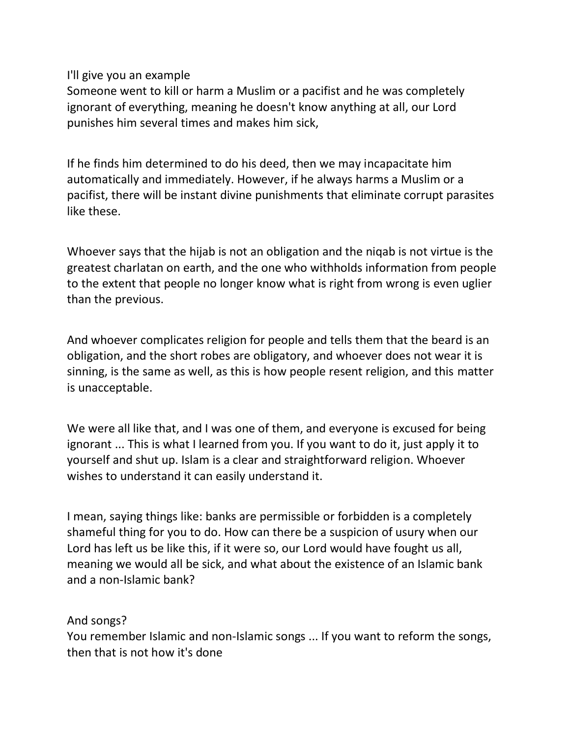I'll give you an example
Someone went to kill or harm a Muslim or a pacifist and he was completely ignorant of everything, meaning he doesn't know anything at all, our Lord punishes him several times and makes him sick,

If he finds him determined to do his deed, then we may incapacitate him automatically and immediately. However, if he always harms a Muslim or a pacifist, there will be instant divine punishments that eliminate corrupt parasites like these.

Whoever says that the hijab is not an obligation and the niqab is not virtue is the greatest charlatan on earth, and the one who withholds information from people to the extent that people no longer know what is right from wrong is even uglier than the previous.

And whoever complicates religion for people and tells them that the beard is an obligation, and the short robes are obligatory, and whoever does not wear it is sinning, is the same as well, as this is how people resent religion, and this matter is unacceptable.

We were all like that, and I was one of them, and everyone is excused for being ignorant ... This is what I learned from you. If you want to do it, just apply it to yourself and shut up. Islam is a clear and straightforward religion. Whoever wishes to understand it can easily understand it.

I mean, saying things like: banks are permissible or forbidden is a completely shameful thing for you to do. How can there be a suspicion of usury when our Lord has left us be like this, if it were so, our Lord would have fought us all, meaning we would all be sick, and what about the existence of an Islamic bank and a non-Islamic bank?

And songs?
You remember Islamic and non-Islamic songs ... If you want to reform the songs, then that is not how it's done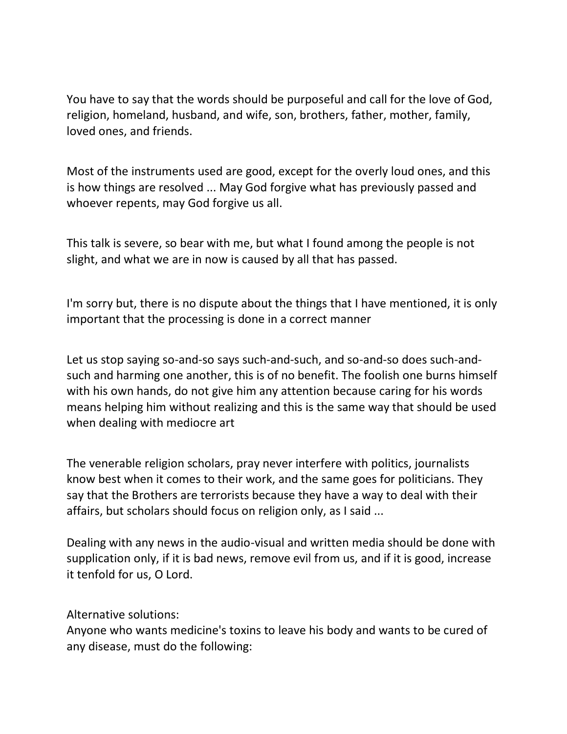You have to say that the words should be purposeful and call for the love of God, religion, homeland, husband, and wife, son, brothers, father, mother, family, loved ones, and friends.

Most of the instruments used are good, except for the overly loud ones, and this is how things are resolved ... May God forgive what has previously passed and whoever repents, may God forgive us all.

This talk is severe, so bear with me, but what I found among the people is not slight, and what we are in now is caused by all that has passed.

I'm sorry but, there is no dispute about the things that I have mentioned, it is only important that the processing is done in a correct manner

Let us stop saying so-and-so says such-and-such, and so-and-so does such-and-such and harming one another, this is of no benefit. The foolish one burns himself with his own hands, do not give him any attention because caring for his words means helping him without realizing and this is the same way that should be used when dealing with mediocre art

The venerable religion scholars, pray never interfere with politics, journalists know best when it comes to their work, and the same goes for politicians. They say that the Brothers are terrorists because they have a way to deal with their affairs, but scholars should focus on religion only, as I said ...

Dealing with any news in the audio-visual and written media should be done with supplication only, if it is bad news, remove evil from us, and if it is good, increase it tenfold for us, O Lord.

Alternative solutions:
Anyone who wants medicine's toxins to leave his body and wants to be cured of any disease, must do the following: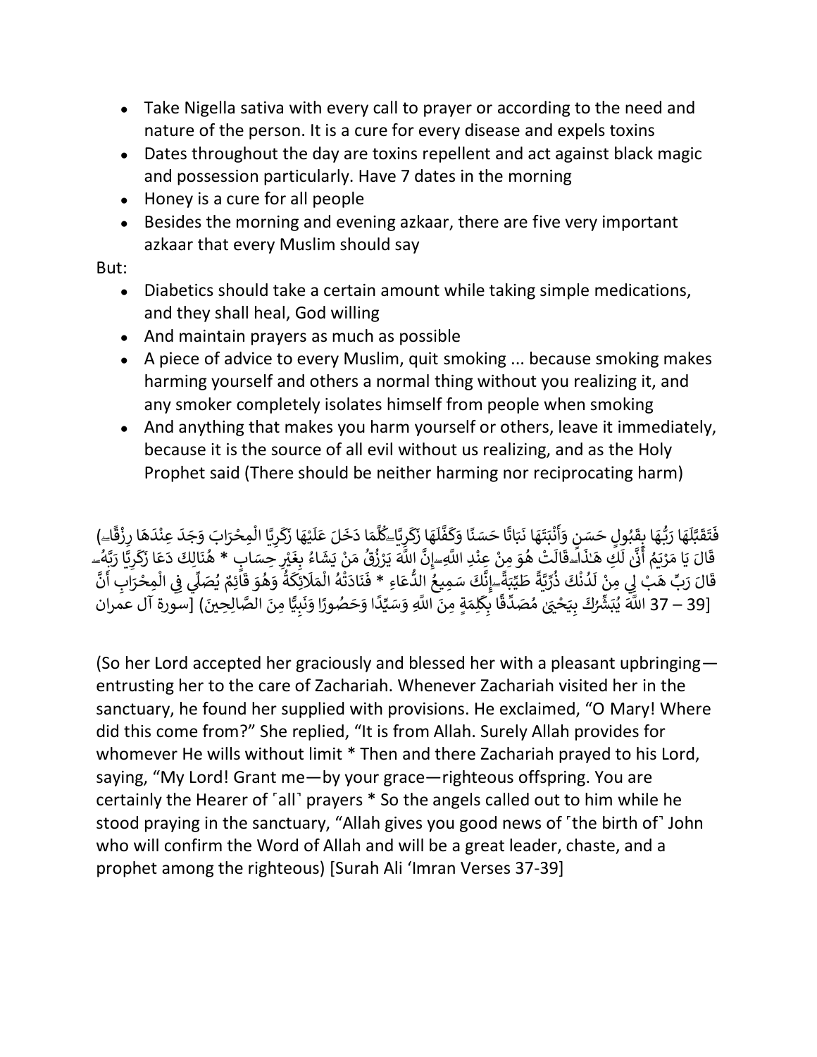- Take Nigella sativa with every call to prayer or according to the need and nature of the person. It is a cure for every disease and expels toxins
- Dates throughout the day are toxins repellent and act against black magic and possession particularly. Have 7 dates in the morning
- Honey is a cure for all people
- Besides the morning and evening azkaar, there are five very important azkaar that every Muslim should say

But:

- Diabetics should take a certain amount while taking simple medications, and they shall heal, God willing
- And maintain prayers as much as possible
- A piece of advice to every Muslim, quit smoking ... because smoking makes harming yourself and others a normal thing without you realizing it, and any smoker completely isolates himself from people when smoking
- And anything that makes you harm yourself or others, leave it immediately, because it is the source of all evil without us realizing, and as the Holy Prophet said (There should be neither harming nor reciprocating harm)

(فَتَقَبَّلَهَا رَبُّهَا بِقَبُولٍ حَسَنٍ وَأَنْبَتَهَا نَبَاتًا حَسَنًا وَكَفَّلَهَا زَكَرِيَّا ۖ كُلَّمَا دَخَلَ عَلَيْهَا زَكَرِيَّا الْمِحْرَابَ وَجَدَ عِنْدَهَا رِزْقًا ۖ قَالَ يَا مَرْيَمُ أَنَّىٰ لَكِ هَٰذَا ۖ قَالَتْ هُوَ مِنْ عِنْدِ اللَّهِ ۖ إِنَّ اللَّهَ يَرْزُقُ مَنْ يَشَاءُ بِغَيْرِ حِسَابٍ * هُنَالِكَ دَعَا زَكَرِيَّا رَبَّهُ ۖ قَالَ رَبِّ هَبْ لِي مِنْ لَدُنْكَ ذُرِّيَّةً طَيِّبَةً ۖ إِنَّكَ سَمِيعُ الدُّعَاءِ * فَنَادَتْهُ الْمَلَائِكَةُ وَهُوَ قَائِمٌ يُصَلِّي فِي الْمِحْرَابِ أَنَّ اللَّهَ يُبَشِّرُكَ بِيَحْيَىٰ مُصَدِّقًا بِكَلِمَةٍ مِنَ اللَّهِ وَسَيِّدًا وَحَصُورًا وَنَبِيًّا مِنَ الصَّالِحِينَ) [سورة آل عمران 37 – 39]

(So her Lord accepted her graciously and blessed her with a pleasant upbringing—entrusting her to the care of Zachariah. Whenever Zachariah visited her in the sanctuary, he found her supplied with provisions. He exclaimed, “O Mary! Where did this come from?” She replied, “It is from Allah. Surely Allah provides for whomever He wills without limit * Then and there Zachariah prayed to his Lord, saying, “My Lord! Grant me—by your grace—righteous offspring. You are certainly the Hearer of ˹all˺ prayers * So the angels called out to him while he stood praying in the sanctuary, “Allah gives you good news of ˹the birth of˺ John who will confirm the Word of Allah and will be a great leader, chaste, and a prophet among the righteous) [Surah Ali ‘Imran Verses 37-39]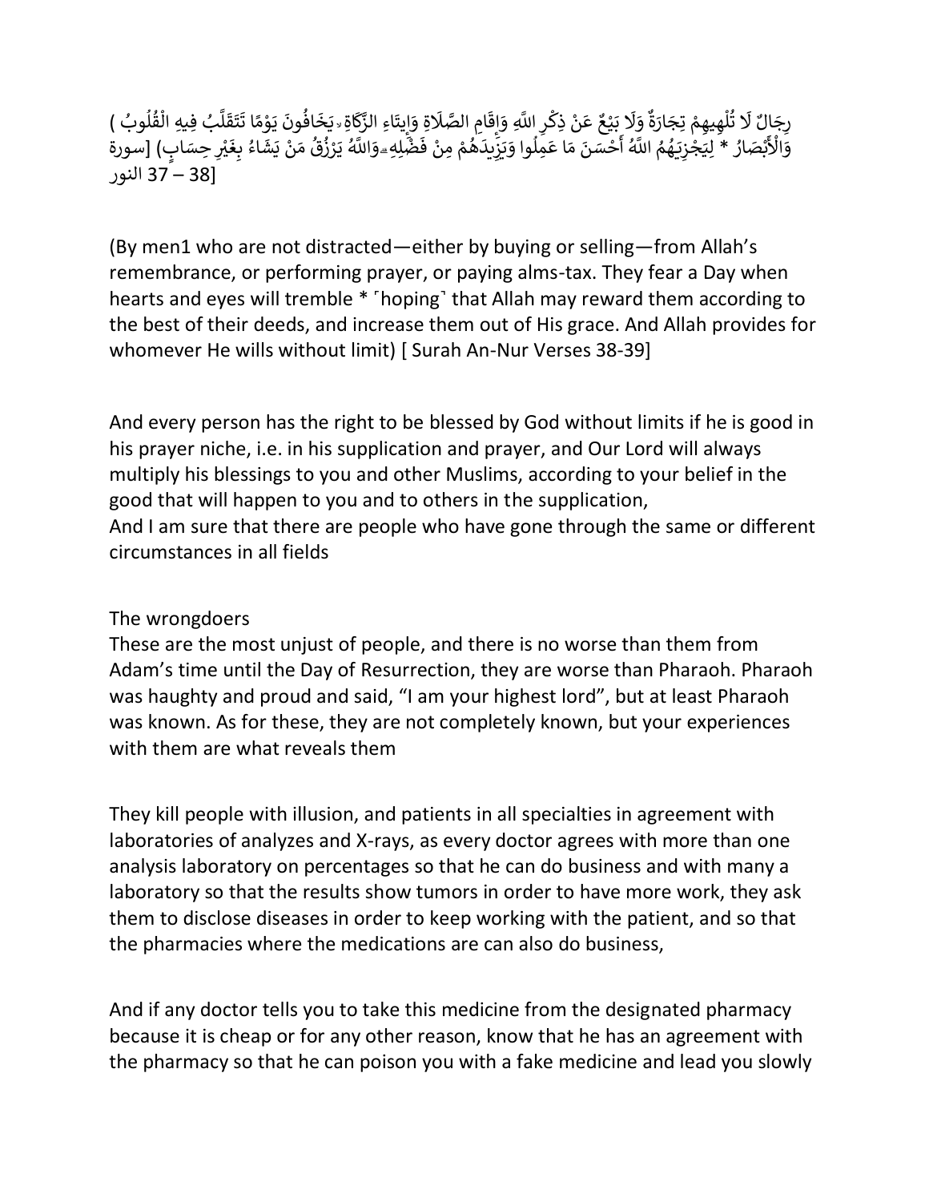رِجَالٌ لَا تُلْهِيهِمْ تِجَارَةٌ وَلَا بَيْعٌ عَنْ ذِكْرِ اللَّهِ وَإِقَامِ الصَّلَاةِ وَإِيتَاءِ الزَّكَاةِ ۙ يَخَافُونَ يَوْمًا تَتَقَلَّبُ فِيهِ الْقُلُوبُ وَالْأَبْصَارُ * لِيَجْزِيَهُمُ اللَّهُ أَحْسَنَ مَا عَمِلُوا وَيَزِيدَهُمْ مِنْ فَضْلِهِ ۗ وَاللَّهُ يَرْزُقُ مَنْ يَشَاءُ بِغَيْرِ حِسَابٍ) [سورة النور 37 – 38]

(By men1 who are not distracted—either by buying or selling—from Allah's remembrance, or performing prayer, or paying alms-tax. They fear a Day when hearts and eyes will tremble * ⌜hoping⌝ that Allah may reward them according to the best of their deeds, and increase them out of His grace. And Allah provides for whomever He wills without limit) [ Surah An-Nur Verses 38-39]

And every person has the right to be blessed by God without limits if he is good in his prayer niche, i.e. in his supplication and prayer, and Our Lord will always multiply his blessings to you and other Muslims, according to your belief in the good that will happen to you and to others in the supplication,
And I am sure that there are people who have gone through the same or different circumstances in all fields

The wrongdoers
These are the most unjust of people, and there is no worse than them from Adam's time until the Day of Resurrection, they are worse than Pharaoh. Pharaoh was haughty and proud and said, "I am your highest lord", but at least Pharaoh was known. As for these, they are not completely known, but your experiences with them are what reveals them

They kill people with illusion, and patients in all specialties in agreement with laboratories of analyzes and X-rays, as every doctor agrees with more than one analysis laboratory on percentages so that he can do business and with many a laboratory so that the results show tumors in order to have more work, they ask them to disclose diseases in order to keep working with the patient, and so that the pharmacies where the medications are can also do business,

And if any doctor tells you to take this medicine from the designated pharmacy because it is cheap or for any other reason, know that he has an agreement with the pharmacy so that he can poison you with a fake medicine and lead you slowly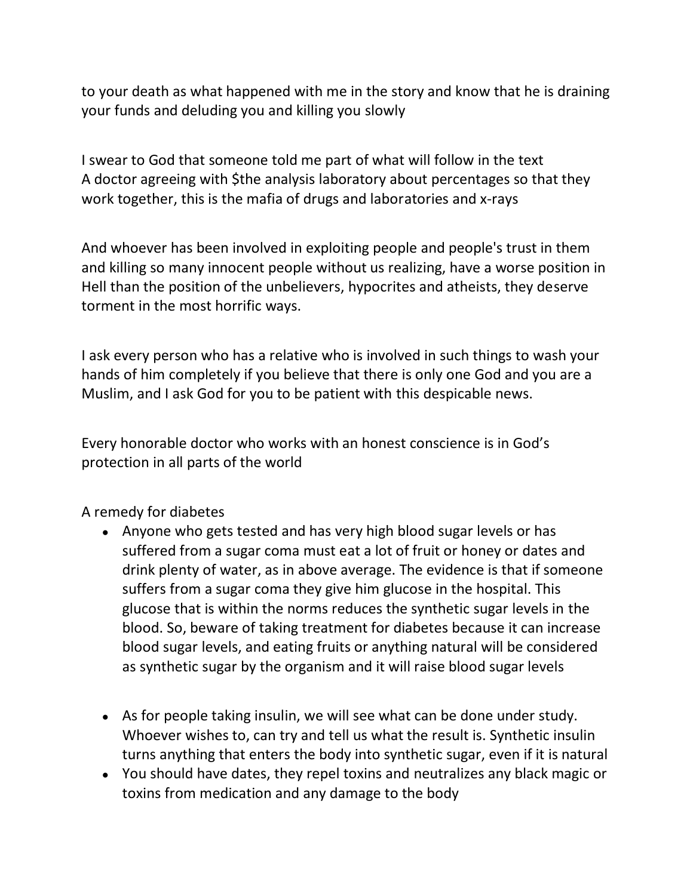to your death as what happened with me in the story and know that he is draining your funds and deluding you and killing you slowly

I swear to God that someone told me part of what will follow in the text
A doctor agreeing with $the analysis laboratory about percentages so that they work together, this is the mafia of drugs and laboratories and x-rays

And whoever has been involved in exploiting people and people's trust in them and killing so many innocent people without us realizing, have a worse position in Hell than the position of the unbelievers, hypocrites and atheists, they deserve torment in the most horrific ways.

I ask every person who has a relative who is involved in such things to wash your hands of him completely if you believe that there is only one God and you are a Muslim, and I ask God for you to be patient with this despicable news.

Every honorable doctor who works with an honest conscience is in God's protection in all parts of the world

A remedy for diabetes

- Anyone who gets tested and has very high blood sugar levels or has suffered from a sugar coma must eat a lot of fruit or honey or dates and drink plenty of water, as in above average. The evidence is that if someone suffers from a sugar coma they give him glucose in the hospital. This glucose that is within the norms reduces the synthetic sugar levels in the blood. So, beware of taking treatment for diabetes because it can increase blood sugar levels, and eating fruits or anything natural will be considered as synthetic sugar by the organism and it will raise blood sugar levels

- As for people taking insulin, we will see what can be done under study. Whoever wishes to, can try and tell us what the result is. Synthetic insulin turns anything that enters the body into synthetic sugar, even if it is natural
- You should have dates, they repel toxins and neutralizes any black magic or toxins from medication and any damage to the body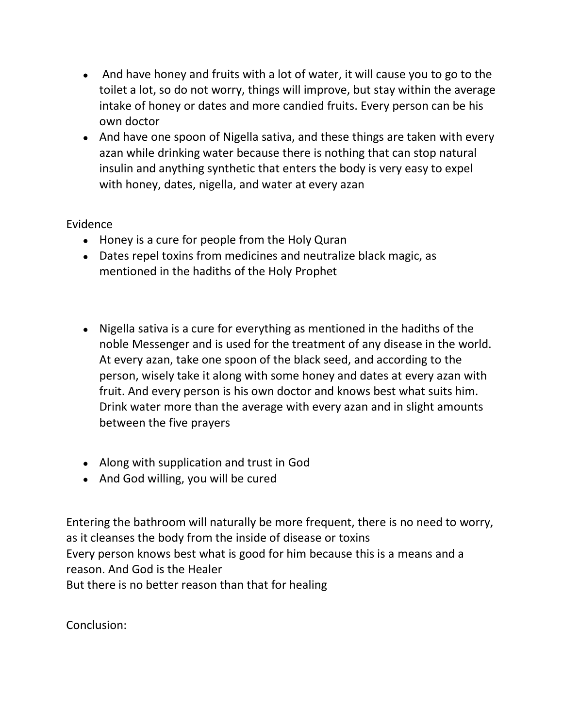- And have honey and fruits with a lot of water, it will cause you to go to the toilet a lot, so do not worry, things will improve, but stay within the average intake of honey or dates and more candied fruits. Every person can be his own doctor
- And have one spoon of Nigella sativa, and these things are taken with every azan while drinking water because there is nothing that can stop natural insulin and anything synthetic that enters the body is very easy to expel with honey, dates, nigella, and water at every azan

Evidence

- Honey is a cure for people from the Holy Quran
- Dates repel toxins from medicines and neutralize black magic, as mentioned in the hadiths of the Holy Prophet

- Nigella sativa is a cure for everything as mentioned in the hadiths of the noble Messenger and is used for the treatment of any disease in the world. At every azan, take one spoon of the black seed, and according to the person, wisely take it along with some honey and dates at every azan with fruit. And every person is his own doctor and knows best what suits him. Drink water more than the average with every azan and in slight amounts between the five prayers

- Along with supplication and trust in God
- And God willing, you will be cured

Entering the bathroom will naturally be more frequent, there is no need to worry, as it cleanses the body from the inside of disease or toxins
Every person knows best what is good for him because this is a means and a reason. And God is the Healer
But there is no better reason than that for healing

Conclusion: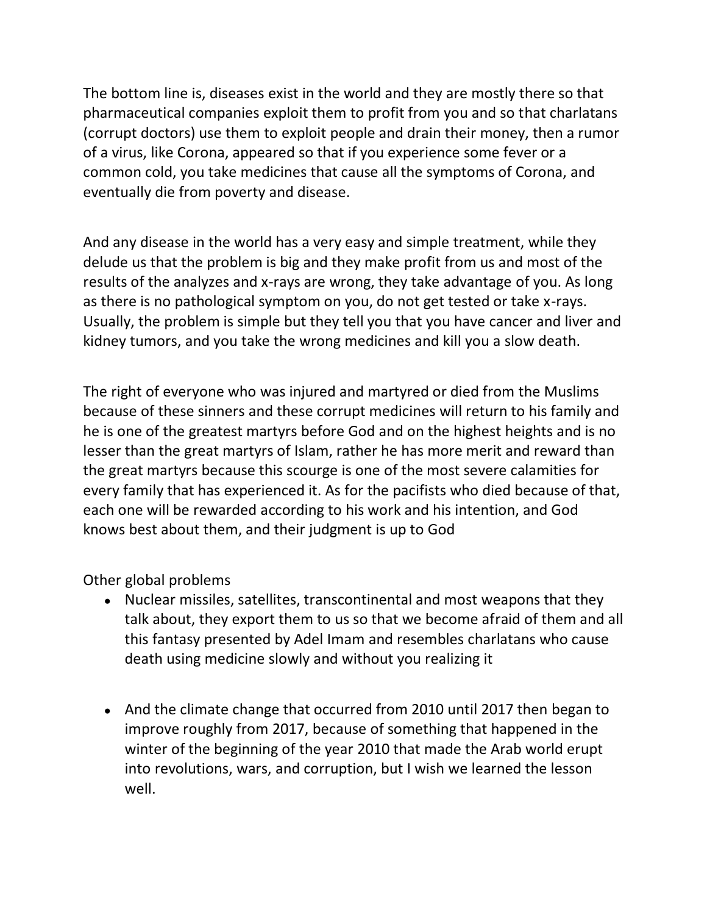The bottom line is, diseases exist in the world and they are mostly there so that pharmaceutical companies exploit them to profit from you and so that charlatans (corrupt doctors) use them to exploit people and drain their money, then a rumor of a virus, like Corona, appeared so that if you experience some fever or a common cold, you take medicines that cause all the symptoms of Corona, and eventually die from poverty and disease.

And any disease in the world has a very easy and simple treatment, while they delude us that the problem is big and they make profit from us and most of the results of the analyzes and x-rays are wrong, they take advantage of you. As long as there is no pathological symptom on you, do not get tested or take x-rays. Usually, the problem is simple but they tell you that you have cancer and liver and kidney tumors, and you take the wrong medicines and kill you a slow death.

The right of everyone who was injured and martyred or died from the Muslims because of these sinners and these corrupt medicines will return to his family and he is one of the greatest martyrs before God and on the highest heights and is no lesser than the great martyrs of Islam, rather he has more merit and reward than the great martyrs because this scourge is one of the most severe calamities for every family that has experienced it. As for the pacifists who died because of that, each one will be rewarded according to his work and his intention, and God knows best about them, and their judgment is up to God

Other global problems

- Nuclear missiles, satellites, transcontinental and most weapons that they talk about, they export them to us so that we become afraid of them and all this fantasy presented by Adel Imam and resembles charlatans who cause death using medicine slowly and without you realizing it

- And the climate change that occurred from 2010 until 2017 then began to improve roughly from 2017, because of something that happened in the winter of the beginning of the year 2010 that made the Arab world erupt into revolutions, wars, and corruption, but I wish we learned the lesson well.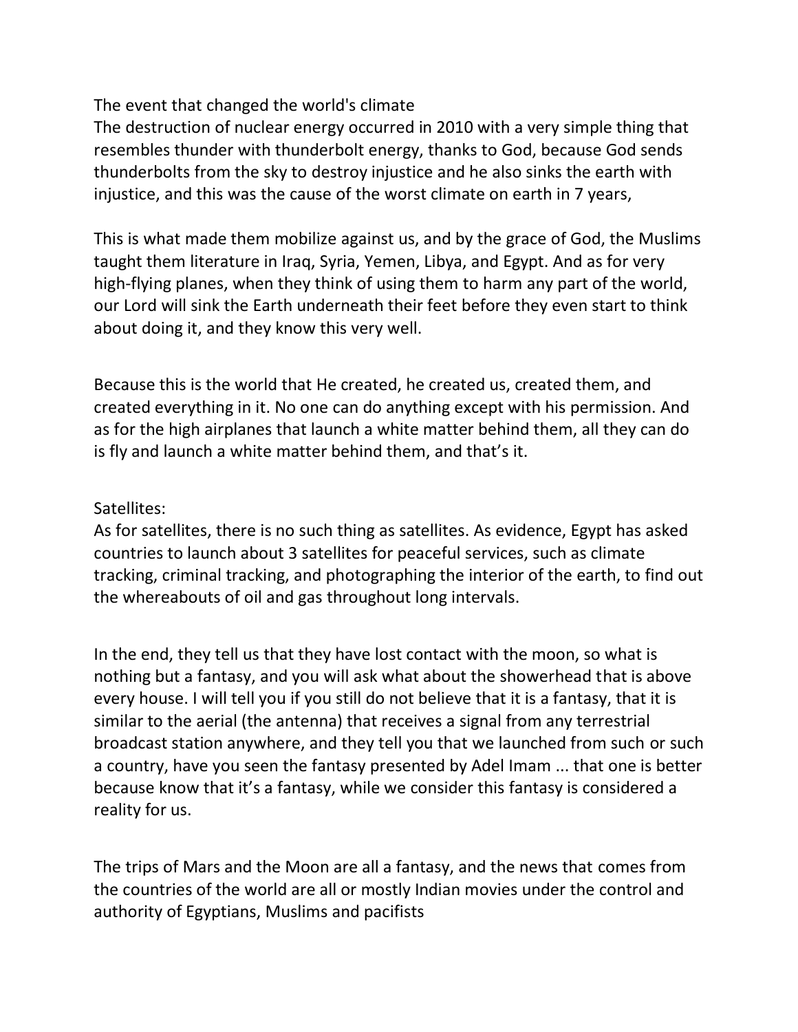The event that changed the world's climate

The destruction of nuclear energy occurred in 2010 with a very simple thing that resembles thunder with thunderbolt energy, thanks to God, because God sends thunderbolts from the sky to destroy injustice and he also sinks the earth with injustice, and this was the cause of the worst climate on earth in 7 years,

This is what made them mobilize against us, and by the grace of God, the Muslims taught them literature in Iraq, Syria, Yemen, Libya, and Egypt. And as for very high-flying planes, when they think of using them to harm any part of the world, our Lord will sink the Earth underneath their feet before they even start to think about doing it, and they know this very well.

Because this is the world that He created, he created us, created them, and created everything in it. No one can do anything except with his permission. And as for the high airplanes that launch a white matter behind them, all they can do is fly and launch a white matter behind them, and that's it.

Satellites:

As for satellites, there is no such thing as satellites. As evidence, Egypt has asked countries to launch about 3 satellites for peaceful services, such as climate tracking, criminal tracking, and photographing the interior of the earth, to find out the whereabouts of oil and gas throughout long intervals.

In the end, they tell us that they have lost contact with the moon, so what is nothing but a fantasy, and you will ask what about the showerhead that is above every house. I will tell you if you still do not believe that it is a fantasy, that it is similar to the aerial (the antenna) that receives a signal from any terrestrial broadcast station anywhere, and they tell you that we launched from such or such a country, have you seen the fantasy presented by Adel Imam ... that one is better because know that it's a fantasy, while we consider this fantasy is considered a reality for us.

The trips of Mars and the Moon are all a fantasy, and the news that comes from the countries of the world are all or mostly Indian movies under the control and authority of Egyptians, Muslims and pacifists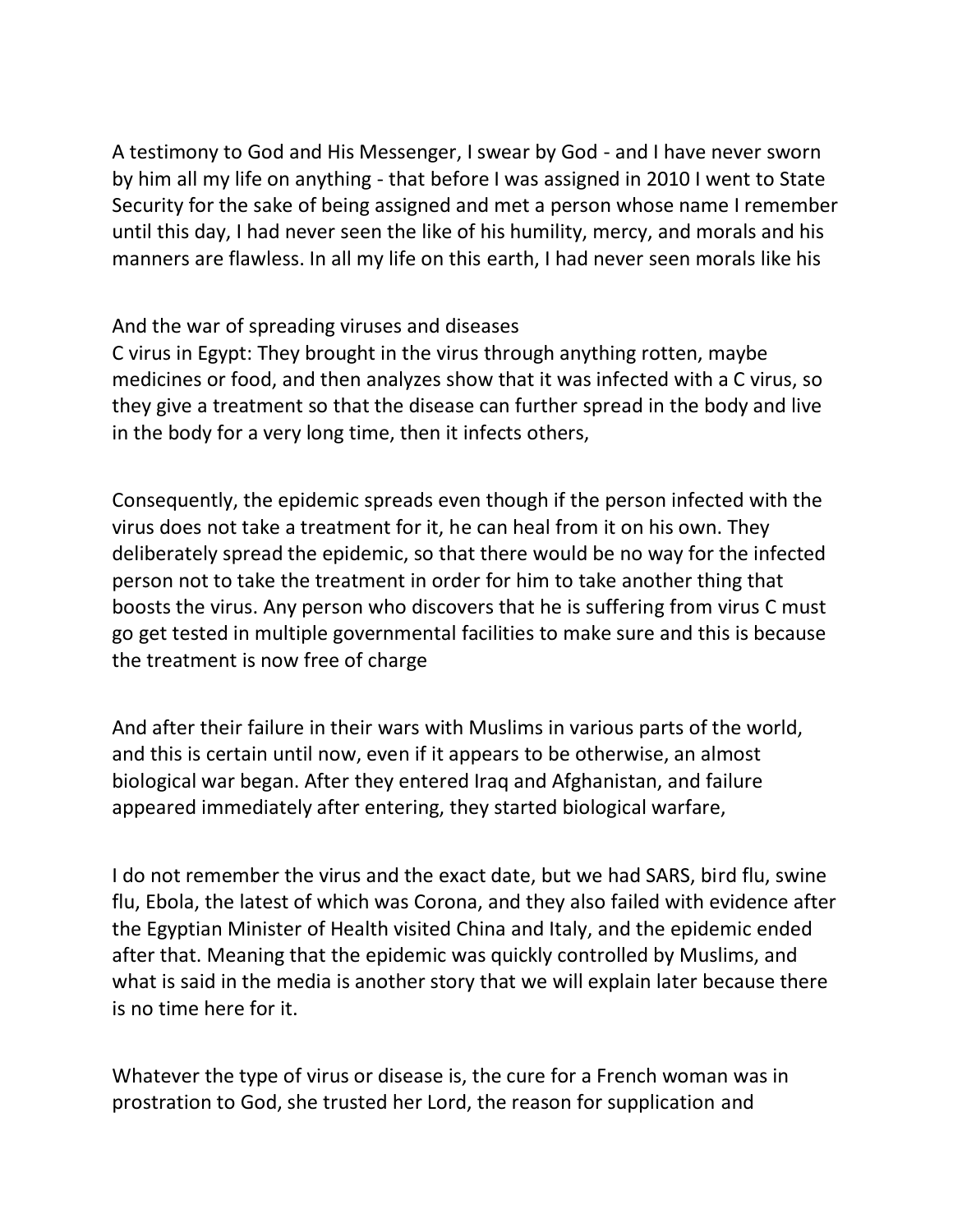A testimony to God and His Messenger, I swear by God - and I have never sworn by him all my life on anything - that before I was assigned in 2010 I went to State Security for the sake of being assigned and met a person whose name I remember until this day, I had never seen the like of his humility, mercy, and morals and his manners are flawless. In all my life on this earth, I had never seen morals like his

And the war of spreading viruses and diseases
C virus in Egypt: They brought in the virus through anything rotten, maybe medicines or food, and then analyzes show that it was infected with a C virus, so they give a treatment so that the disease can further spread in the body and live in the body for a very long time, then it infects others,

Consequently, the epidemic spreads even though if the person infected with the virus does not take a treatment for it, he can heal from it on his own. They deliberately spread the epidemic, so that there would be no way for the infected person not to take the treatment in order for him to take another thing that boosts the virus. Any person who discovers that he is suffering from virus C must go get tested in multiple governmental facilities to make sure and this is because the treatment is now free of charge

And after their failure in their wars with Muslims in various parts of the world, and this is certain until now, even if it appears to be otherwise, an almost biological war began. After they entered Iraq and Afghanistan, and failure appeared immediately after entering, they started biological warfare,

I do not remember the virus and the exact date, but we had SARS, bird flu, swine flu, Ebola, the latest of which was Corona, and they also failed with evidence after the Egyptian Minister of Health visited China and Italy, and the epidemic ended after that. Meaning that the epidemic was quickly controlled by Muslims, and what is said in the media is another story that we will explain later because there is no time here for it.

Whatever the type of virus or disease is, the cure for a French woman was in prostration to God, she trusted her Lord, the reason for supplication and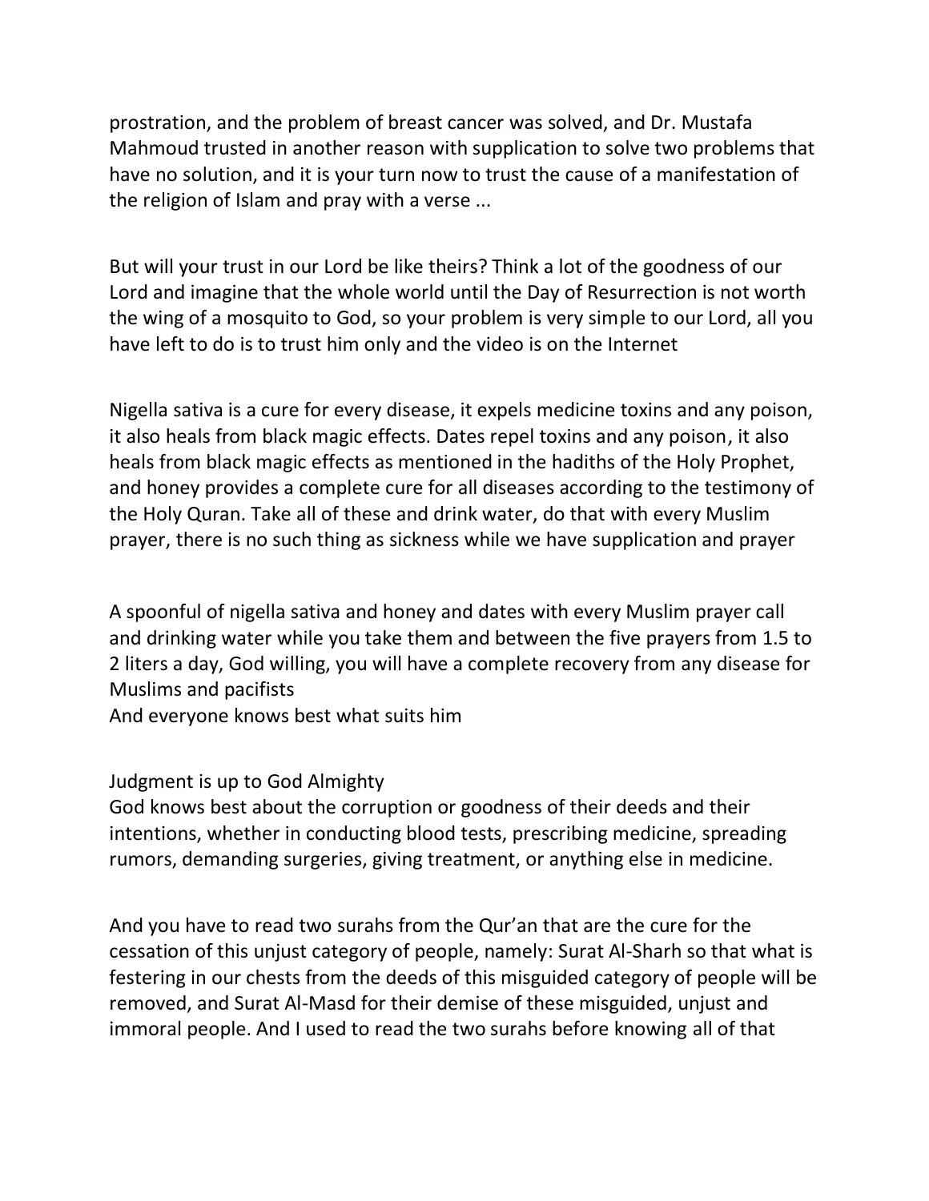prostration, and the problem of breast cancer was solved, and Dr. Mustafa Mahmoud trusted in another reason with supplication to solve two problems that have no solution, and it is your turn now to trust the cause of a manifestation of the religion of Islam and pray with a verse ...

But will your trust in our Lord be like theirs? Think a lot of the goodness of our Lord and imagine that the whole world until the Day of Resurrection is not worth the wing of a mosquito to God, so your problem is very simple to our Lord, all you have left to do is to trust him only and the video is on the Internet

Nigella sativa is a cure for every disease, it expels medicine toxins and any poison, it also heals from black magic effects. Dates repel toxins and any poison, it also heals from black magic effects as mentioned in the hadiths of the Holy Prophet, and honey provides a complete cure for all diseases according to the testimony of the Holy Quran. Take all of these and drink water, do that with every Muslim prayer, there is no such thing as sickness while we have supplication and prayer

A spoonful of nigella sativa and honey and dates with every Muslim prayer call and drinking water while you take them and between the five prayers from 1.5 to 2 liters a day, God willing, you will have a complete recovery from any disease for Muslims and pacifists
And everyone knows best what suits him

Judgment is up to God Almighty
God knows best about the corruption or goodness of their deeds and their intentions, whether in conducting blood tests, prescribing medicine, spreading rumors, demanding surgeries, giving treatment, or anything else in medicine.

And you have to read two surahs from the Qur'an that are the cure for the cessation of this unjust category of people, namely: Surat Al-Sharh so that what is festering in our chests from the deeds of this misguided category of people will be removed, and Surat Al-Masd for their demise of these misguided, unjust and immoral people. And I used to read the two surahs before knowing all of that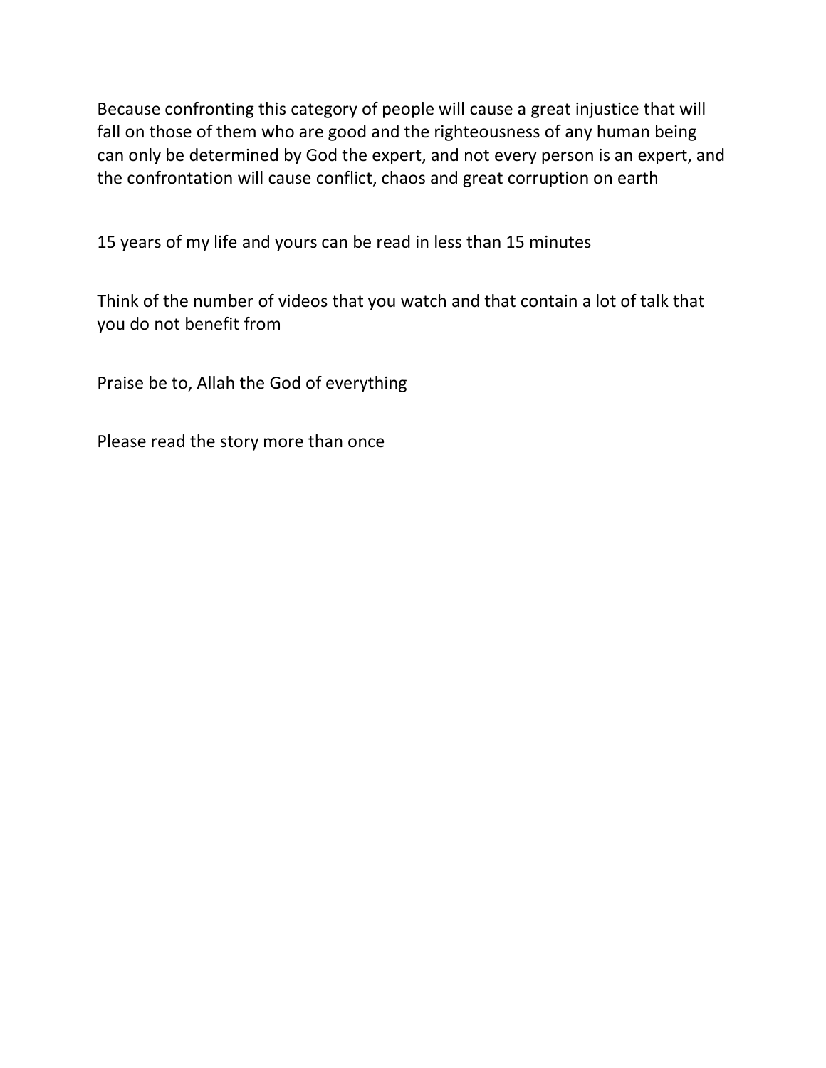Because confronting this category of people will cause a great injustice that will fall on those of them who are good and the righteousness of any human being can only be determined by God the expert, and not every person is an expert, and the confrontation will cause conflict, chaos and great corruption on earth

15 years of my life and yours can be read in less than 15 minutes

Think of the number of videos that you watch and that contain a lot of talk that you do not benefit from

Praise be to, Allah the God of everything

Please read the story more than once